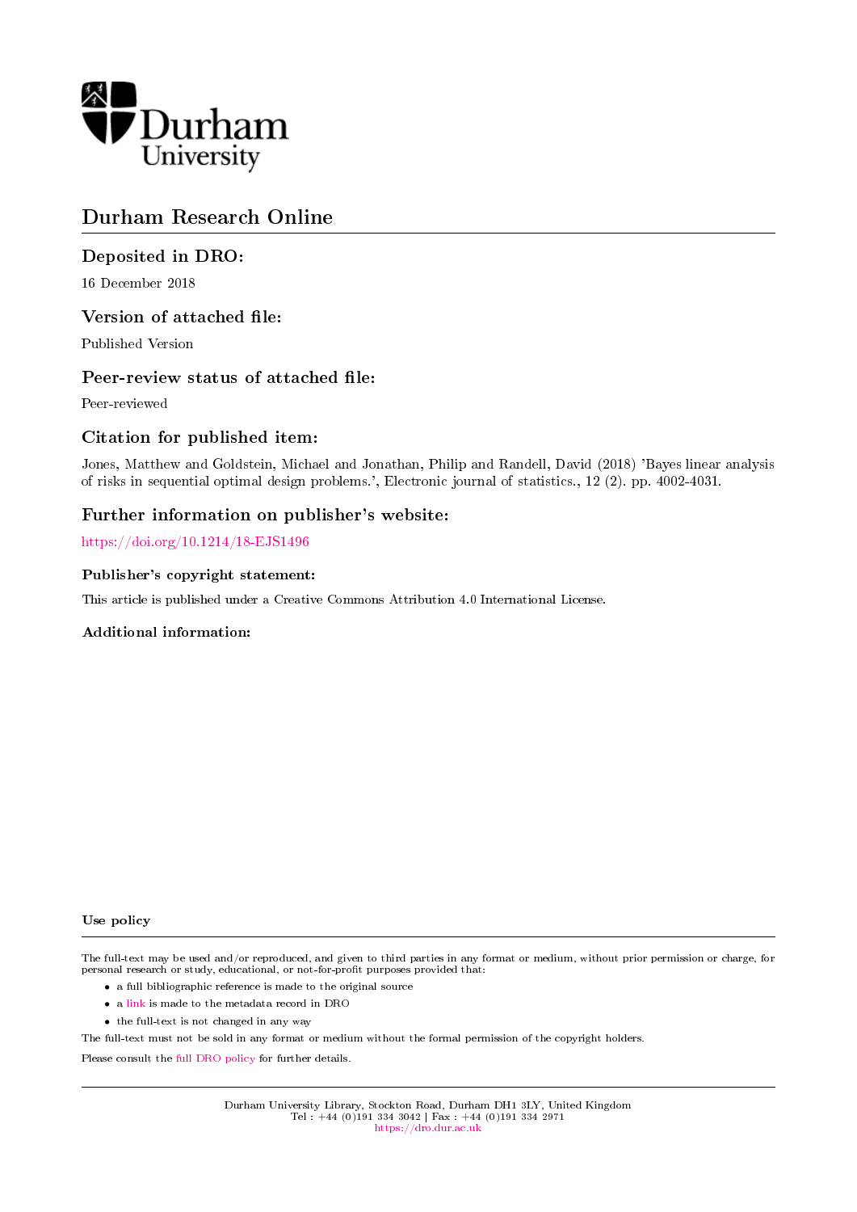Durham University

# Durham Research Online

## Deposited in DRO:

16 December 2018

## Version of attached file:

Published Version

## Peer-review status of attached file:

Peer-reviewed

## Citation for published item:

Jones, Matthew and Goldstein, Michael and Jonathan, Philip and Randell, David (2018) 'Bayes linear analysis of risks in sequential optimal design problems.', Electronic journal of statistics., 12 (2). pp. 4002-4031.

## Further information on publisher's website:

https://doi.org/10.1214/18-EJS1496

### Publisher's copyright statement:

This article is published under a Creative Commons Attribution 4.0 International License.

### Additional information:

#### Use policy

The full-text may be used and/or reproduced, and given to third parties in any format or medium, without prior permission or charge, for personal research or study, educational, or not-for-profit purposes provided that:

- a full bibliographic reference is made to the original source
- a link is made to the metadata record in DRO
- the full-text is not changed in any way

The full-text must not be sold in any format or medium without the formal permission of the copyright holders.

Please consult the full DRO policy for further details.

Durham University Library, Stockton Road, Durham DH1 3LY, United Kingdom
Tel : +44 (0)191 334 3042 | Fax : +44 (0)191 334 2971
https://dro.dur.ac.uk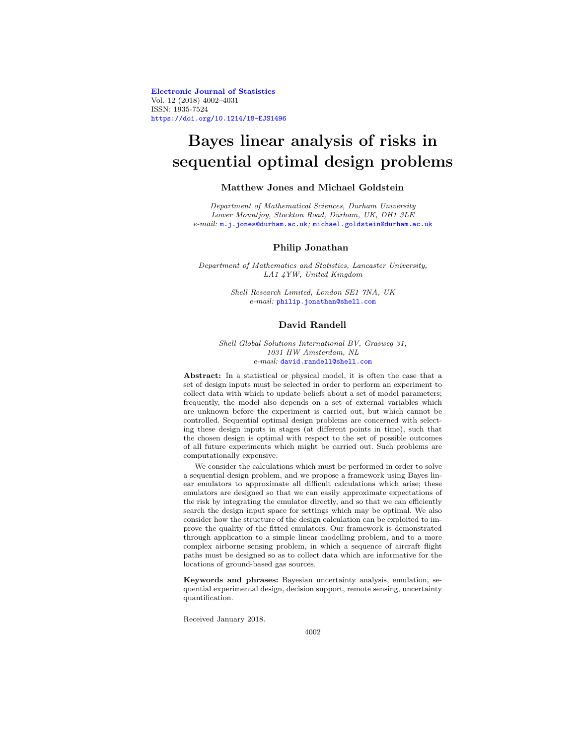**Electronic Journal of Statistics**
Vol. 12 (2018) 4002–4031
ISSN: 1935-7524
https://doi.org/10.1214/18-EJS1496

# Bayes linear analysis of risks in sequential optimal design problems

**Matthew Jones and Michael Goldstein**

*Department of Mathematical Sciences, Durham University*
*Lower Mountjoy, Stockton Road, Durham, UK, DH1 3LE*
*e-mail:* m.j.jones@durham.ac.uk; michael.goldstein@durham.ac.uk

**Philip Jonathan**

*Department of Mathematics and Statistics, Lancaster University, LA1 4YW, United Kingdom*

*Shell Research Limited, London SE1 7NA, UK*
*e-mail:* philip.jonathan@shell.com

**David Randell**

*Shell Global Solutions International BV, Grasweg 31, 1031 HW Amsterdam, NL*
*e-mail:* david.randell@shell.com

**Abstract:** In a statistical or physical model, it is often the case that a set of design inputs must be selected in order to perform an experiment to collect data with which to update beliefs about a set of model parameters; frequently, the model also depends on a set of external variables which are unknown before the experiment is carried out, but which cannot be controlled. Sequential optimal design problems are concerned with selecting these design inputs in stages (at different points in time), such that the chosen design is optimal with respect to the set of possible outcomes of all future experiments which might be carried out. Such problems are computationally expensive.

We consider the calculations which must be performed in order to solve a sequential design problem, and we propose a framework using Bayes linear emulators to approximate all difficult calculations which arise; these emulators are designed so that we can easily approximate expectations of the risk by integrating the emulator directly, and so that we can efficiently search the design input space for settings which may be optimal. We also consider how the structure of the design calculation can be exploited to improve the quality of the fitted emulators. Our framework is demonstrated through application to a simple linear modelling problem, and to a more complex airborne sensing problem, in which a sequence of aircraft flight paths must be designed so as to collect data which are informative for the locations of ground-based gas sources.

**Keywords and phrases:** Bayesian uncertainty analysis, emulation, sequential experimental design, decision support, remote sensing, uncertainty quantification.

Received January 2018.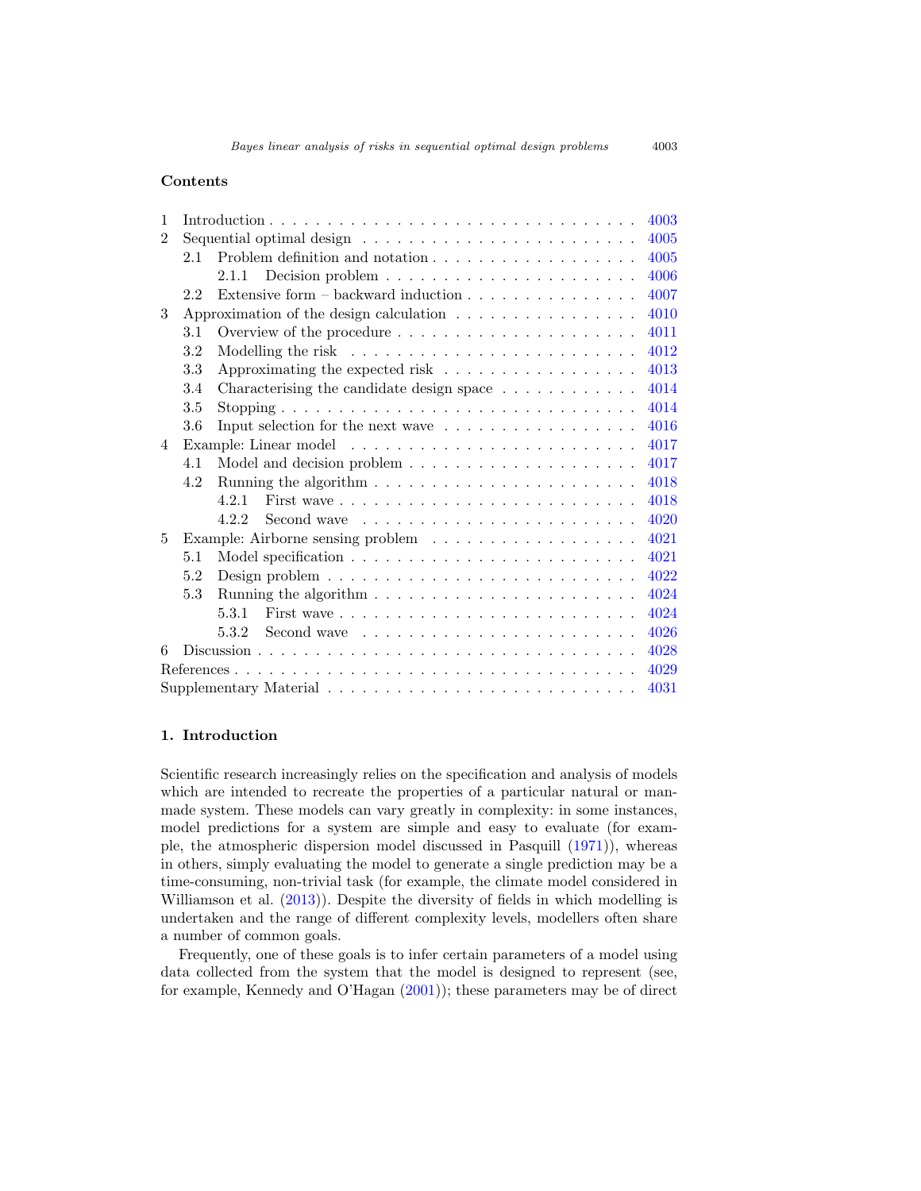## Contents

| | | |
|---|---|---|
| 1 | Introduction | 4003 |
| 2 | Sequential optimal design | 4005 |
| | 2.1 Problem definition and notation | 4005 |
| | 2.1.1 Decision problem | 4006 |
| | 2.2 Extensive form – backward induction | 4007 |
| 3 | Approximation of the design calculation | 4010 |
| | 3.1 Overview of the procedure | 4011 |
| | 3.2 Modelling the risk | 4012 |
| | 3.3 Approximating the expected risk | 4013 |
| | 3.4 Characterising the candidate design space | 4014 |
| | 3.5 Stopping | 4014 |
| | 3.6 Input selection for the next wave | 4016 |
| 4 | Example: Linear model | 4017 |
| | 4.1 Model and decision problem | 4017 |
| | 4.2 Running the algorithm | 4018 |
| | 4.2.1 First wave | 4018 |
| | 4.2.2 Second wave | 4020 |
| 5 | Example: Airborne sensing problem | 4021 |
| | 5.1 Model specification | 4021 |
| | 5.2 Design problem | 4022 |
| | 5.3 Running the algorithm | 4024 |
| | 5.3.1 First wave | 4024 |
| | 5.3.2 Second wave | 4026 |
| 6 | Discussion | 4028 |
| | References | 4029 |
| | Supplementary Material | 4031 |

## 1. Introduction

Scientific research increasingly relies on the specification and analysis of models which are intended to recreate the properties of a particular natural or man-made system. These models can vary greatly in complexity: in some instances, model predictions for a system are simple and easy to evaluate (for example, the atmospheric dispersion model discussed in Pasquill (1971)), whereas in others, simply evaluating the model to generate a single prediction may be a time-consuming, non-trivial task (for example, the climate model considered in Williamson et al. (2013)). Despite the diversity of fields in which modelling is undertaken and the range of different complexity levels, modellers often share a number of common goals.

Frequently, one of these goals is to infer certain parameters of a model using data collected from the system that the model is designed to represent (see, for example, Kennedy and O'Hagan (2001)); these parameters may be of direct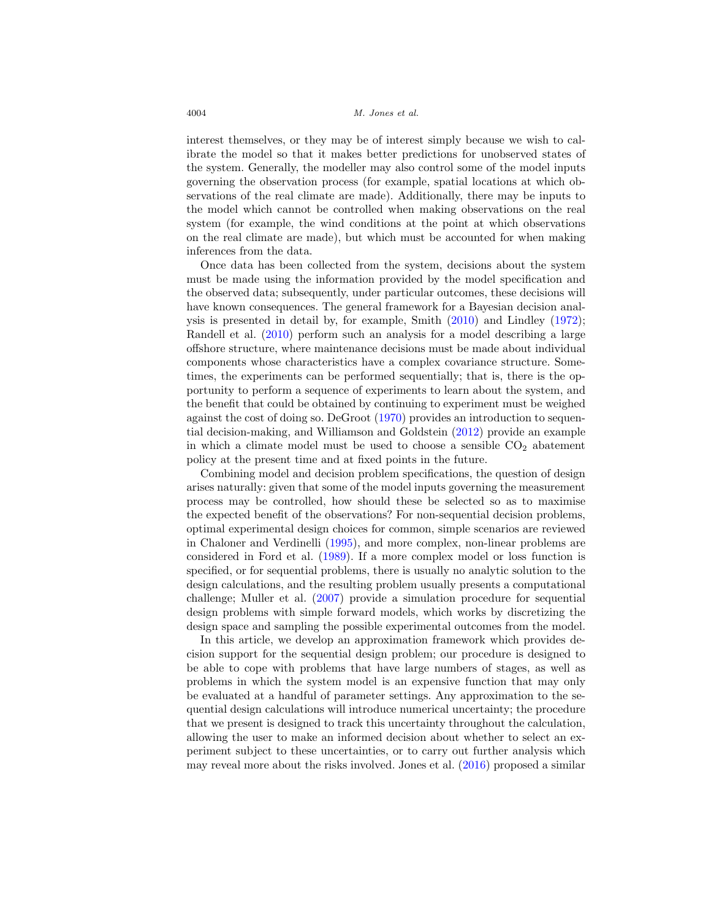interest themselves, or they may be of interest simply because we wish to calibrate the model so that it makes better predictions for unobserved states of the system. Generally, the modeller may also control some of the model inputs governing the observation process (for example, spatial locations at which observations of the real climate are made). Additionally, there may be inputs to the model which cannot be controlled when making observations on the real system (for example, the wind conditions at the point at which observations on the real climate are made), but which must be accounted for when making inferences from the data.

Once data has been collected from the system, decisions about the system must be made using the information provided by the model specification and the observed data; subsequently, under particular outcomes, these decisions will have known consequences. The general framework for a Bayesian decision analysis is presented in detail by, for example, Smith (2010) and Lindley (1972); Randell et al. (2010) perform such an analysis for a model describing a large offshore structure, where maintenance decisions must be made about individual components whose characteristics have a complex covariance structure. Sometimes, the experiments can be performed sequentially; that is, there is the opportunity to perform a sequence of experiments to learn about the system, and the benefit that could be obtained by continuing to experiment must be weighed against the cost of doing so. DeGroot (1970) provides an introduction to sequential decision-making, and Williamson and Goldstein (2012) provide an example in which a climate model must be used to choose a sensible $CO_2$ abatement policy at the present time and at fixed points in the future.

Combining model and decision problem specifications, the question of design arises naturally: given that some of the model inputs governing the measurement process may be controlled, how should these be selected so as to maximise the expected benefit of the observations? For non-sequential decision problems, optimal experimental design choices for common, simple scenarios are reviewed in Chaloner and Verdinelli (1995), and more complex, non-linear problems are considered in Ford et al. (1989). If a more complex model or loss function is specified, or for sequential problems, there is usually no analytic solution to the design calculations, and the resulting problem usually presents a computational challenge; Muller et al. (2007) provide a simulation procedure for sequential design problems with simple forward models, which works by discretizing the design space and sampling the possible experimental outcomes from the model.

In this article, we develop an approximation framework which provides decision support for the sequential design problem; our procedure is designed to be able to cope with problems that have large numbers of stages, as well as problems in which the system model is an expensive function that may only be evaluated at a handful of parameter settings. Any approximation to the sequential design calculations will introduce numerical uncertainty; the procedure that we present is designed to track this uncertainty throughout the calculation, allowing the user to make an informed decision about whether to select an experiment subject to these uncertainties, or to carry out further analysis which may reveal more about the risks involved. Jones et al. (2016) proposed a similar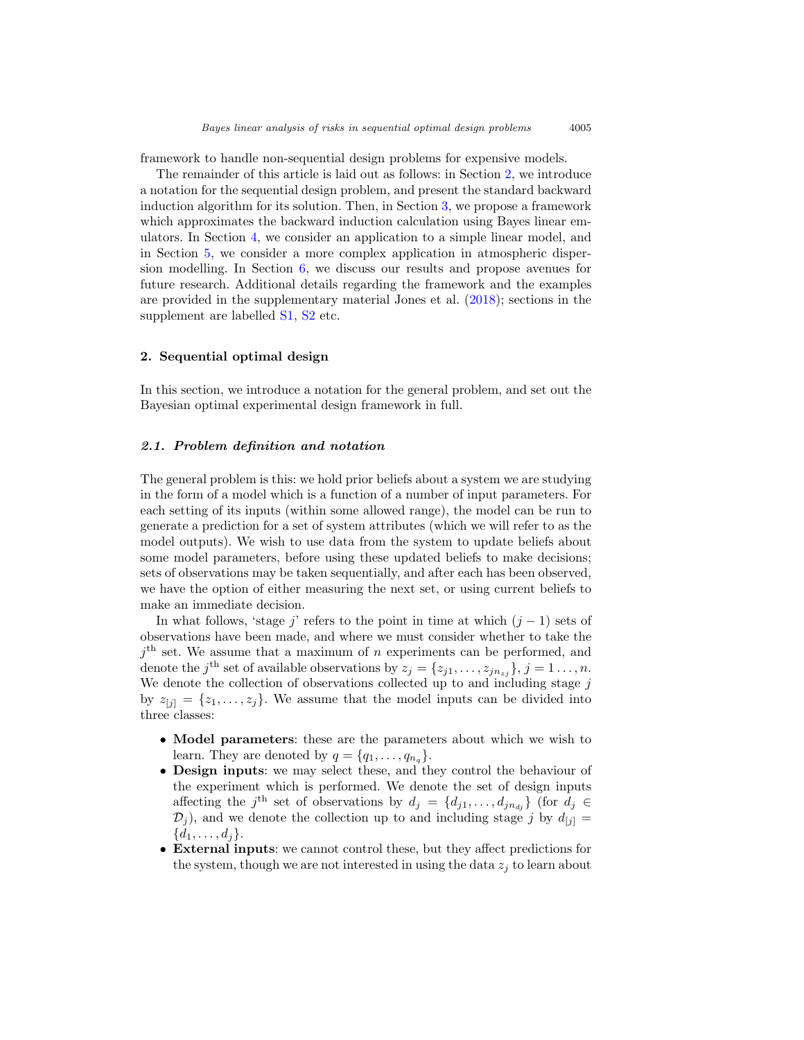framework to handle non-sequential design problems for expensive models.

The remainder of this article is laid out as follows: in Section 2, we introduce a notation for the sequential design problem, and present the standard backward induction algorithm for its solution. Then, in Section 3, we propose a framework which approximates the backward induction calculation using Bayes linear emulators. In Section 4, we consider an application to a simple linear model, and in Section 5, we consider a more complex application in atmospheric dispersion modelling. In Section 6, we discuss our results and propose avenues for future research. Additional details regarding the framework and the examples are provided in the supplementary material Jones et al. (2018); sections in the supplement are labelled S1, S2 etc.

## 2. Sequential optimal design

In this section, we introduce a notation for the general problem, and set out the Bayesian optimal experimental design framework in full.

### 2.1. Problem definition and notation

The general problem is this: we hold prior beliefs about a system we are studying in the form of a model which is a function of a number of input parameters. For each setting of its inputs (within some allowed range), the model can be run to generate a prediction for a set of system attributes (which we will refer to as the model outputs). We wish to use data from the system to update beliefs about some model parameters, before using these updated beliefs to make decisions; sets of observations may be taken sequentially, and after each has been observed, we have the option of either measuring the next set, or using current beliefs to make an immediate decision.

In what follows, 'stage $j$' refers to the point in time at which $(j-1)$ sets of observations have been made, and where we must consider whether to take the $j^{\text{th}}$ set. We assume that a maximum of $n$ experiments can be performed, and denote the $j^{\text{th}}$ set of available observations by $z_j = \{z_{j1}, \dots, z_{jn_{z_j}}\}$, $j = 1 \dots, n$. We denote the collection of observations collected up to and including stage $j$ by $z_{[j]} = \{z_1, \dots, z_j\}$. We assume that the model inputs can be divided into three classes:

- **Model parameters**: these are the parameters about which we wish to learn. They are denoted by $q = \{q_1, \dots, q_{n_q}\}$.
- **Design inputs**: we may select these, and they control the behaviour of the experiment which is performed. We denote the set of design inputs affecting the $j^{\text{th}}$ set of observations by $d_j = \{d_{j1}, \dots, d_{jn_{d_j}}\}$ (for $d_j \in \mathcal{D}_j$), and we denote the collection up to and including stage $j$ by $d_{[j]} = \{d_1, \dots, d_j\}$.
- **External inputs**: we cannot control these, but they affect predictions for the system, though we are not interested in using the data $z_j$ to learn about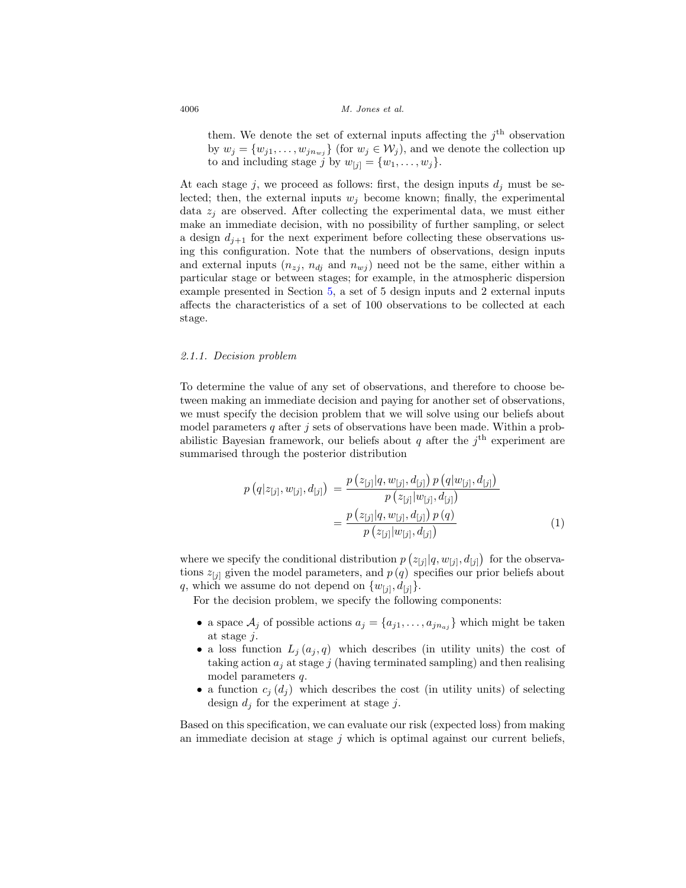them. We denote the set of external inputs affecting the $j^{\text{th}}$ observation by $w_j = \{w_{j1}, \ldots, w_{jn_{wj}}\}$ (for $w_j \in \mathcal{W}_j$), and we denote the collection up to and including stage $j$ by $w_{[j]} = \{w_1, \ldots, w_j\}$.

At each stage $j$, we proceed as follows: first, the design inputs $d_j$ must be selected; then, the external inputs $w_j$ become known; finally, the experimental data $z_j$ are observed. After collecting the experimental data, we must either make an immediate decision, with no possibility of further sampling, or select a design $d_{j+1}$ for the next experiment before collecting these observations using this configuration. Note that the numbers of observations, design inputs and external inputs ($n_{zj}$, $n_{dj}$ and $n_{wj}$) need not be the same, either within a particular stage or between stages; for example, in the atmospheric dispersion example presented in Section 5, a set of 5 design inputs and 2 external inputs affects the characteristics of a set of 100 observations to be collected at each stage.

#### 2.1.1. Decision problem

To determine the value of any set of observations, and therefore to choose between making an immediate decision and paying for another set of observations, we must specify the decision problem that we will solve using our beliefs about model parameters $q$ after $j$ sets of observations have been made. Within a probabilistic Bayesian framework, our beliefs about $q$ after the $j^{\text{th}}$ experiment are summarised through the posterior distribution

$$
\begin{aligned}
p\left(q|z_{[j]}, w_{[j]}, d_{[j]}\right) &= \frac{p\left(z_{[j]}|q, w_{[j]}, d_{[j]}\right) p\left(q|w_{[j]}, d_{[j]}\right)}{p\left(z_{[j]}|w_{[j]}, d_{[j]}\right)} \\
&= \frac{p\left(z_{[j]}|q, w_{[j]}, d_{[j]}\right) p\left(q\right)}{p\left(z_{[j]}|w_{[j]}, d_{[j]}\right)}
\end{aligned} \tag{1}
$$

where we specify the conditional distribution $p\left(z_{[j]}|q, w_{[j]}, d_{[j]}\right)$ for the observations $z_{[j]}$ given the model parameters, and $p\left(q\right)$ specifies our prior beliefs about $q$, which we assume do not depend on $\{w_{[j]}, d_{[j]}\}$.

For the decision problem, we specify the following components:

- a space $\mathcal{A}_j$ of possible actions $a_j = \{a_{j1}, \ldots, a_{jn_{aj}}\}$ which might be taken at stage $j$.
- a loss function $L_j\left(a_j, q\right)$ which describes (in utility units) the cost of taking action $a_j$ at stage $j$ (having terminated sampling) and then realising model parameters $q$.
- a function $c_j\left(d_j\right)$ which describes the cost (in utility units) of selecting design $d_j$ for the experiment at stage $j$.

Based on this specification, we can evaluate our risk (expected loss) from making an immediate decision at stage $j$ which is optimal against our current beliefs,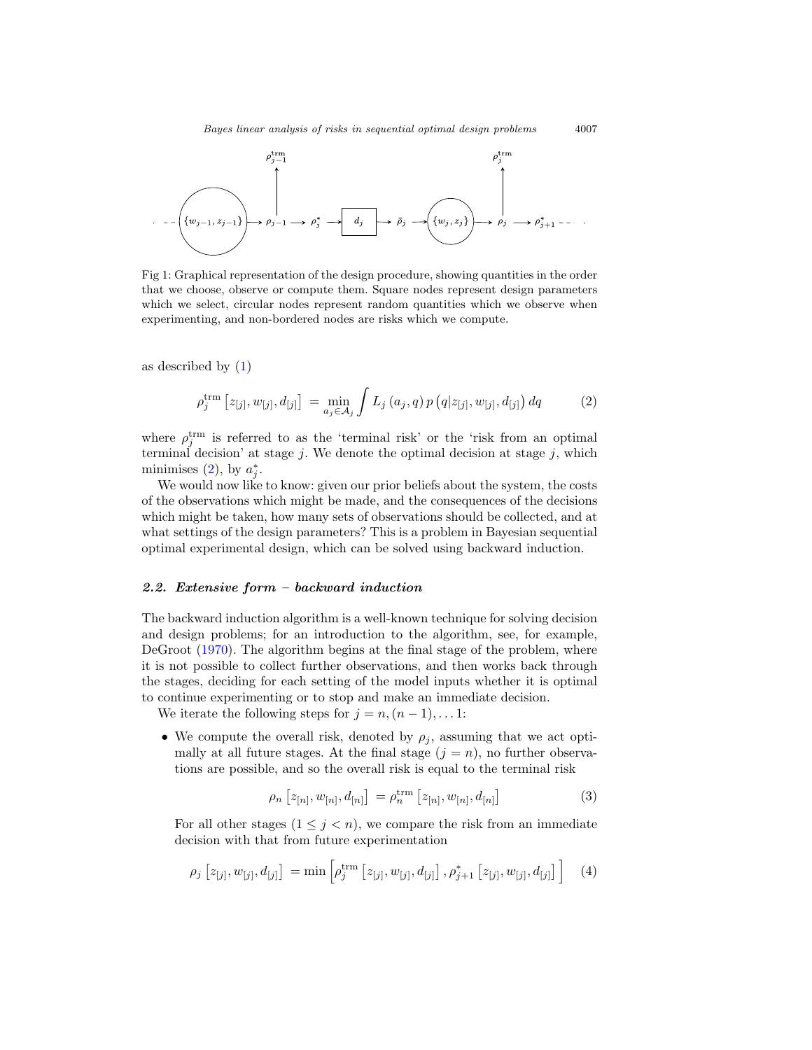Fig 1: Graphical representation of the design procedure, showing quantities in the order that we choose, observe or compute them. Square nodes represent design parameters which we select, circular nodes represent random quantities which we observe when experimenting, and non-bordered nodes are risks which we compute.

as described by (1)

$$\rho_j^{\text{trm}}\left[z_{[j]}, w_{[j]}, d_{[j]}\right] = \min_{a_j \in \mathcal{A}_j} \int L_j\left(a_j, q\right) p\left(q | z_{[j]}, w_{[j]}, d_{[j]}\right) dq \tag{2}$$

where $\rho_j^{\text{trm}}$ is referred to as the 'terminal risk' or the 'risk from an optimal terminal decision' at stage $j$. We denote the optimal decision at stage $j$, which minimises (2), by $a_j^*$.

We would now like to know: given our prior beliefs about the system, the costs of the observations which might be made, and the consequences of the decisions which might be taken, how many sets of observations should be collected, and at what settings of the design parameters? This is a problem in Bayesian sequential optimal experimental design, which can be solved using backward induction.

### *2.2. Extensive form – backward induction*

The backward induction algorithm is a well-known technique for solving decision and design problems; for an introduction to the algorithm, see, for example, DeGroot (1970). The algorithm begins at the final stage of the problem, where it is not possible to collect further observations, and then works back through the stages, deciding for each setting of the model inputs whether it is optimal to continue experimenting or to stop and make an immediate decision.

We iterate the following steps for $j = n, (n-1), \ldots 1$:

- We compute the overall risk, denoted by $\rho_j$, assuming that we act optimally at all future stages. At the final stage ($j = n$), no further observations are possible, and so the overall risk is equal to the terminal risk

$$\rho_n\left[z_{[n]}, w_{[n]}, d_{[n]}\right] = \rho_n^{\text{trm}}\left[z_{[n]}, w_{[n]}, d_{[n]}\right] \tag{3}$$

  For all other stages ($1 \leq j < n$), we compare the risk from an immediate decision with that from future experimentation

$$\rho_j\left[z_{[j]}, w_{[j]}, d_{[j]}\right] = \min\left[\rho_j^{\text{trm}}\left[z_{[j]}, w_{[j]}, d_{[j]}\right], \rho_{j+1}^{*}\left[z_{[j]}, w_{[j]}, d_{[j]}\right]\right] \tag{4}$$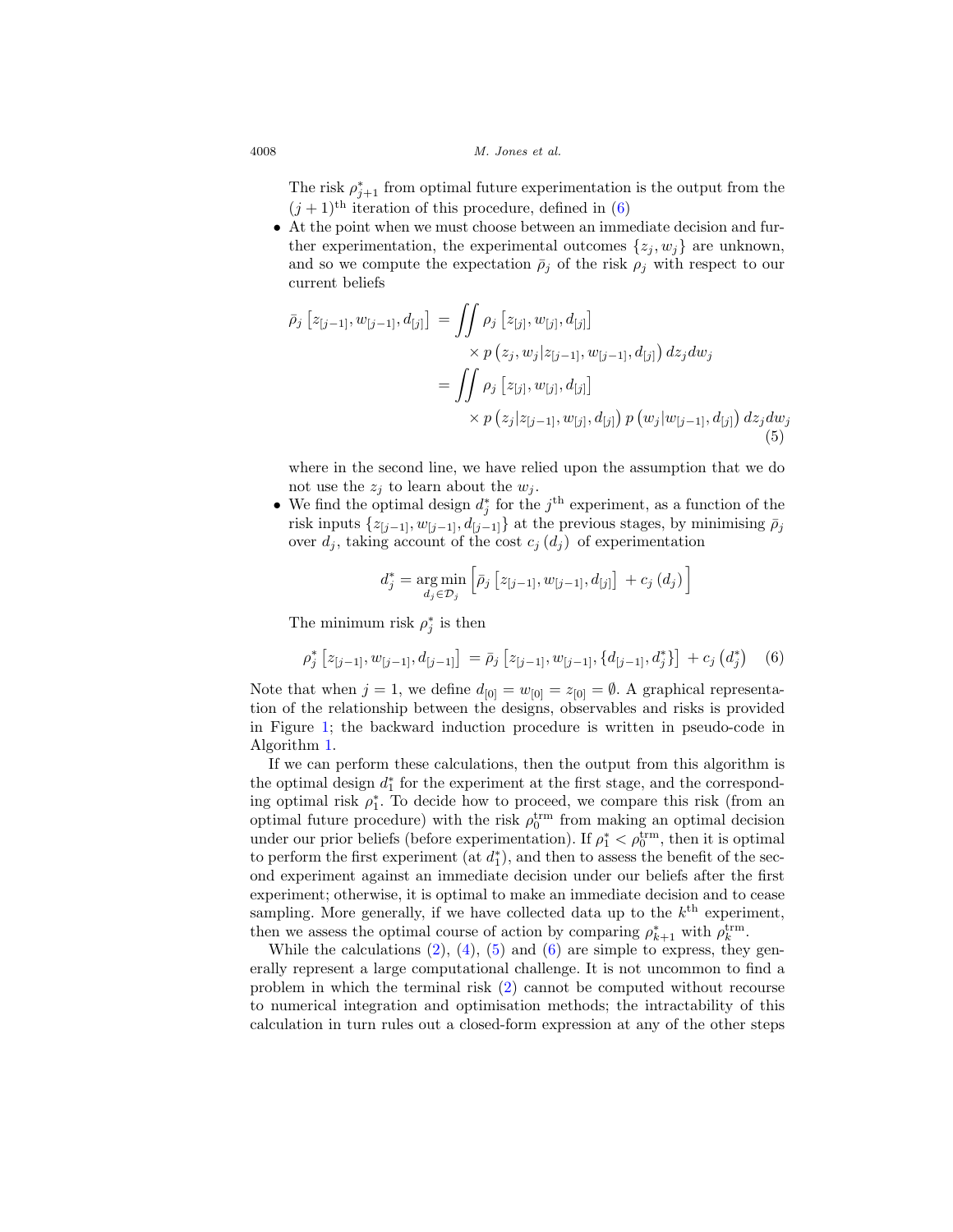The risk $\rho^*_{j+1}$ from optimal future experimentation is the output from the $(j+1)^{\text{th}}$ iteration of this procedure, defined in (6)

- At the point when we must choose between an immediate decision and further experimentation, the experimental outcomes $\{z_j, w_j\}$ are unknown, and so we compute the expectation $\bar{\rho}_j$ of the risk $\rho_j$ with respect to our current beliefs

$$
\begin{aligned}
\bar{\rho}_j\left[z_{[j-1]}, w_{[j-1]}, d_{[j]}\right] &= \iint \rho_j\left[z_{[j]}, w_{[j]}, d_{[j]}\right] \\
&\quad \times p\left(z_j, w_j | z_{[j-1]}, w_{[j-1]}, d_{[j]}\right) dz_j dw_j \\
&= \iint \rho_j\left[z_{[j]}, w_{[j]}, d_{[j]}\right] \\
&\quad \times p\left(z_j | z_{[j-1]}, w_{[j]}, d_{[j]}\right) p\left(w_j | w_{[j-1]}, d_{[j]}\right) dz_j dw_j
\end{aligned} \tag{5}
$$

where in the second line, we have relied upon the assumption that we do not use the $z_j$ to learn about the $w_j$.

- We find the optimal design $d^*_j$ for the $j^{\text{th}}$ experiment, as a function of the risk inputs $\{z_{[j-1]}, w_{[j-1]}, d_{[j-1]}\}$ at the previous stages, by minimising $\bar{\rho}_j$ over $d_j$, taking account of the cost $c_j(d_j)$ of experimentation

$$
d^*_j = \underset{d_j \in \mathcal{D}_j}{\arg\min} \left[\bar{\rho}_j\left[z_{[j-1]}, w_{[j-1]}, d_{[j]}\right] + c_j(d_j)\right]
$$

The minimum risk $\rho^*_j$ is then

$$
\rho^*_j\left[z_{[j-1]}, w_{[j-1]}, d_{[j-1]}\right] = \bar{\rho}_j\left[z_{[j-1]}, w_{[j-1]}, \{d_{[j-1]}, d^*_j\}\right] + c_j\left(d^*_j\right) \tag{6}
$$

Note that when $j = 1$, we define $d_{[0]} = w_{[0]} = z_{[0]} = \emptyset$. A graphical representation of the relationship between the designs, observables and risks is provided in Figure 1; the backward induction procedure is written in pseudo-code in Algorithm 1.

If we can perform these calculations, then the output from this algorithm is the optimal design $d^*_1$ for the experiment at the first stage, and the corresponding optimal risk $\rho^*_1$. To decide how to proceed, we compare this risk (from an optimal future procedure) with the risk $\rho^{\text{trm}}_0$ from making an optimal decision under our prior beliefs (before experimentation). If $\rho^*_1 < \rho^{\text{trm}}_0$, then it is optimal to perform the first experiment (at $d^*_1$), and then to assess the benefit of the second experiment against an immediate decision under our beliefs after the first experiment; otherwise, it is optimal to make an immediate decision and to cease sampling. More generally, if we have collected data up to the $k^{\text{th}}$ experiment, then we assess the optimal course of action by comparing $\rho^*_{k+1}$ with $\rho^{\text{trm}}_k$.

While the calculations (2), (4), (5) and (6) are simple to express, they generally represent a large computational challenge. It is not uncommon to find a problem in which the terminal risk (2) cannot be computed without recourse to numerical integration and optimisation methods; the intractability of this calculation in turn rules out a closed-form expression at any of the other steps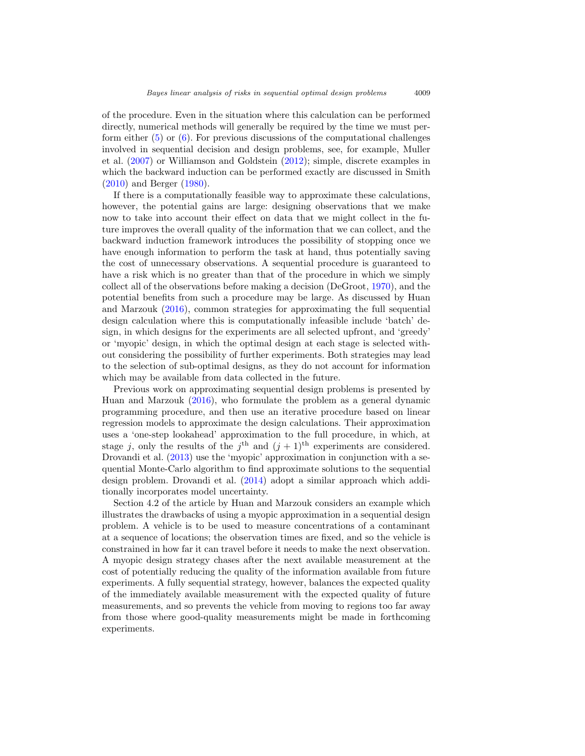of the procedure. Even in the situation where this calculation can be performed directly, numerical methods will generally be required by the time we must perform either (5) or (6). For previous discussions of the computational challenges involved in sequential decision and design problems, see, for example, Muller et al. (2007) or Williamson and Goldstein (2012); simple, discrete examples in which the backward induction can be performed exactly are discussed in Smith (2010) and Berger (1980).

If there is a computationally feasible way to approximate these calculations, however, the potential gains are large: designing observations that we make now to take into account their effect on data that we might collect in the future improves the overall quality of the information that we can collect, and the backward induction framework introduces the possibility of stopping once we have enough information to perform the task at hand, thus potentially saving the cost of unnecessary observations. A sequential procedure is guaranteed to have a risk which is no greater than that of the procedure in which we simply collect all of the observations before making a decision (DeGroot, 1970), and the potential benefits from such a procedure may be large. As discussed by Huan and Marzouk (2016), common strategies for approximating the full sequential design calculation where this is computationally infeasible include 'batch' design, in which designs for the experiments are all selected upfront, and 'greedy' or 'myopic' design, in which the optimal design at each stage is selected without considering the possibility of further experiments. Both strategies may lead to the selection of sub-optimal designs, as they do not account for information which may be available from data collected in the future.

Previous work on approximating sequential design problems is presented by Huan and Marzouk (2016), who formulate the problem as a general dynamic programming procedure, and then use an iterative procedure based on linear regression models to approximate the design calculations. Their approximation uses a 'one-step lookahead' approximation to the full procedure, in which, at stage $j$, only the results of the $j^{\text{th}}$ and $(j+1)^{\text{th}}$ experiments are considered. Drovandi et al. (2013) use the 'myopic' approximation in conjunction with a sequential Monte-Carlo algorithm to find approximate solutions to the sequential design problem. Drovandi et al. (2014) adopt a similar approach which additionally incorporates model uncertainty.

Section 4.2 of the article by Huan and Marzouk considers an example which illustrates the drawbacks of using a myopic approximation in a sequential design problem. A vehicle is to be used to measure concentrations of a contaminant at a sequence of locations; the observation times are fixed, and so the vehicle is constrained in how far it can travel before it needs to make the next observation. A myopic design strategy chases after the next available measurement at the cost of potentially reducing the quality of the information available from future experiments. A fully sequential strategy, however, balances the expected quality of the immediately available measurement with the expected quality of future measurements, and so prevents the vehicle from moving to regions too far away from those where good-quality measurements might be made in forthcoming experiments.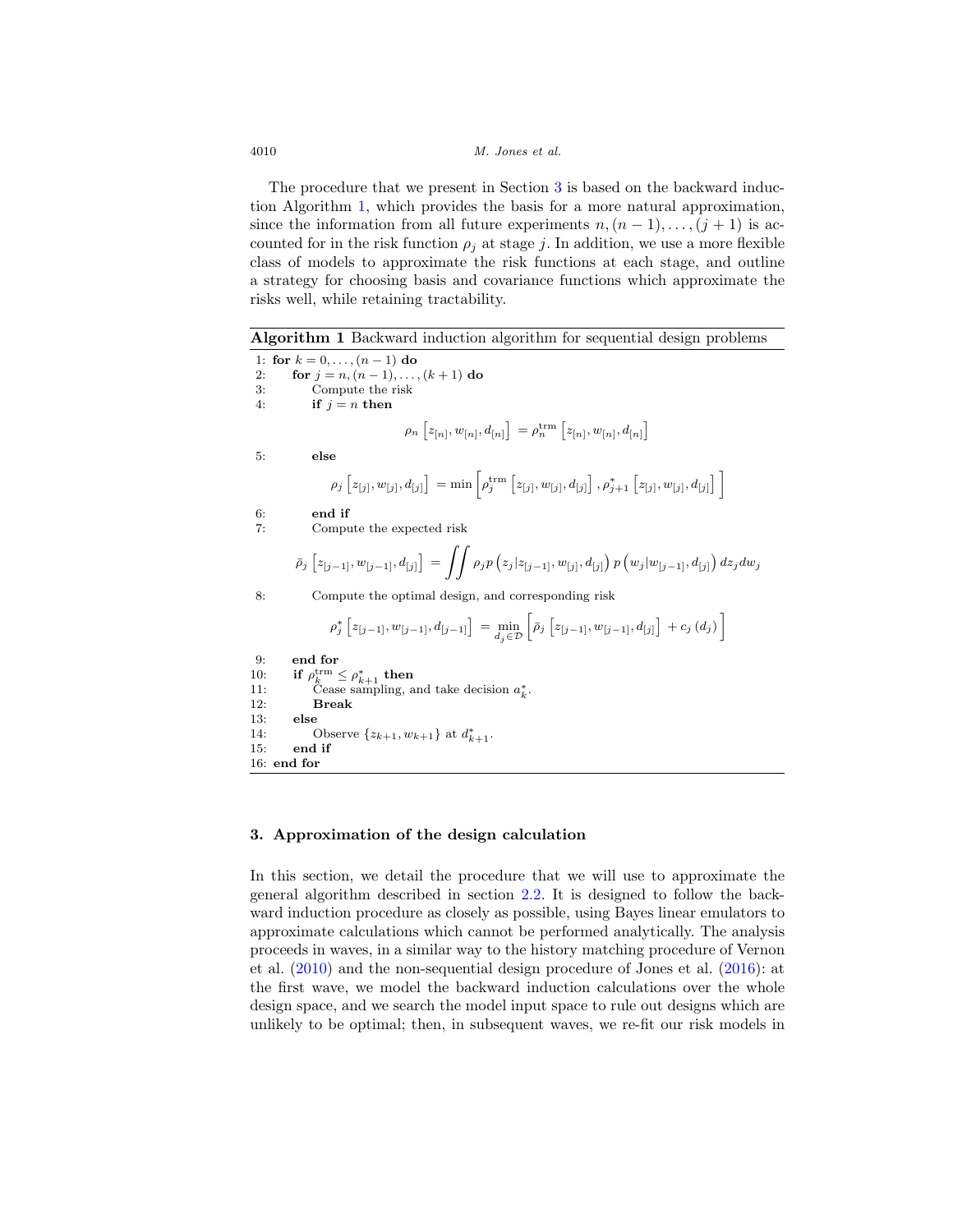The procedure that we present in Section 3 is based on the backward induction Algorithm 1, which provides the basis for a more natural approximation, since the information from all future experiments $n, (n-1), \dots, (j+1)$ is accounted for in the risk function $\rho_j$ at stage $j$. In addition, we use a more flexible class of models to approximate the risk functions at each stage, and outline a strategy for choosing basis and covariance functions which approximate the risks well, while retaining tractability.

**Algorithm 1** Backward induction algorithm for sequential design problems

1: **for** $k = 0, \dots, (n-1)$ **do**
2: **for** $j = n, (n-1), \dots, (k+1)$ **do**
3: Compute the risk
4: **if** $j = n$ **then**

$$\rho_n\left[z_{[n]}, w_{[n]}, d_{[n]}\right] = \rho_n^{\text{trm}}\left[z_{[n]}, w_{[n]}, d_{[n]}\right]$$

5: **else**

$$\rho_j\left[z_{[j]}, w_{[j]}, d_{[j]}\right] = \min\left[\rho_j^{\text{trm}}\left[z_{[j]}, w_{[j]}, d_{[j]}\right], \rho_{j+1}^{*}\left[z_{[j]}, w_{[j]}, d_{[j]}\right]\right]$$

6: **end if**
7: Compute the expected risk

$$\bar{\rho}_j\left[z_{[j-1]}, w_{[j-1]}, d_{[j]}\right] = \iint \rho_j p\left(z_j | z_{[j-1]}, w_{[j]}, d_{[j]}\right) p\left(w_j | w_{[j-1]}, d_{[j]}\right) dz_j dw_j$$

8: Compute the optimal design, and corresponding risk

$$\rho_j^{*}\left[z_{[j-1]}, w_{[j-1]}, d_{[j-1]}\right] = \min_{d_j \in \mathcal{D}}\left[\bar{\rho}_j\left[z_{[j-1]}, w_{[j-1]}, d_{[j]}\right] + c_j\left(d_j\right)\right]$$

9: **end for**
10: **if** $\rho_k^{\text{trm}} \leq \rho_{k+1}^{*}$ **then**
11: Cease sampling, and take decision $a_k^{*}$.
12: **Break**
13: **else**
14: Observe $\{z_{k+1}, w_{k+1}\}$ at $d_{k+1}^{*}$.
15: **end if**
16: **end for**

## 3. Approximation of the design calculation

In this section, we detail the procedure that we will use to approximate the general algorithm described in section 2.2. It is designed to follow the backward induction procedure as closely as possible, using Bayes linear emulators to approximate calculations which cannot be performed analytically. The analysis proceeds in waves, in a similar way to the history matching procedure of Vernon et al. (2010) and the non-sequential design procedure of Jones et al. (2016): at the first wave, we model the backward induction calculations over the whole design space, and we search the model input space to rule out designs which are unlikely to be optimal; then, in subsequent waves, we re-fit our risk models in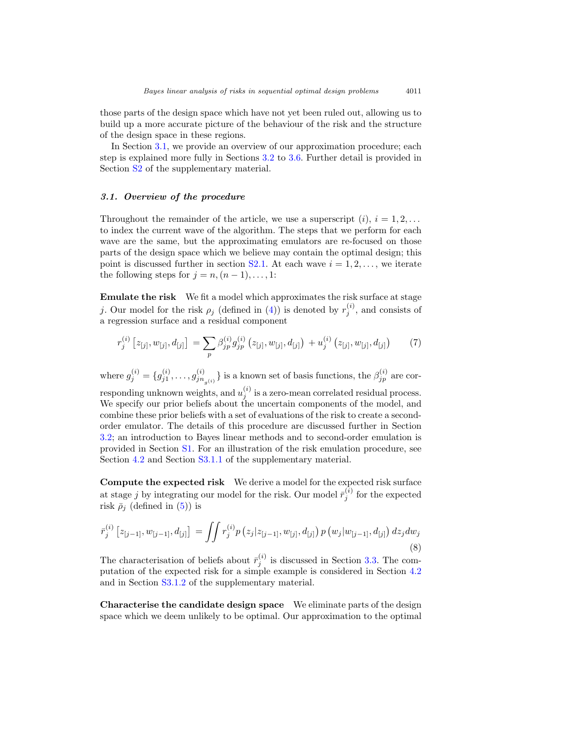those parts of the design space which have not yet been ruled out, allowing us to build up a more accurate picture of the behaviour of the risk and the structure of the design space in these regions.

In Section 3.1, we provide an overview of our approximation procedure; each step is explained more fully in Sections 3.2 to 3.6. Further detail is provided in Section S2 of the supplementary material.

### 3.1. Overview of the procedure

Throughout the remainder of the article, we use a superscript $(i)$, $i = 1, 2, \ldots$ to index the current wave of the algorithm. The steps that we perform for each wave are the same, but the approximating emulators are re-focused on those parts of the design space which we believe may contain the optimal design; this point is discussed further in section S2.1. At each wave $i = 1, 2, \ldots,$ we iterate the following steps for $j = n, (n-1), \ldots, 1$:

**Emulate the risk** We fit a model which approximates the risk surface at stage $j$. Our model for the risk $\rho_j$ (defined in (4)) is denoted by $r_j^{(i)}$, and consists of a regression surface and a residual component

$$r_j^{(i)}\left[z_{[j]}, w_{[j]}, d_{[j]}\right] = \sum_p \beta_{jp}^{(i)} g_{jp}^{(i)}\left(z_{[j]}, w_{[j]}, d_{[j]}\right) + u_j^{(i)}\left(z_{[j]}, w_{[j]}, d_{[j]}\right) \tag{7}$$

where $g_j^{(i)} = \{g_{j1}^{(i)}, \ldots, g_{jn_{g^{(i)}}}^{(i)}\}$ is a known set of basis functions, the $\beta_{jp}^{(i)}$ are corresponding unknown weights, and $u_j^{(i)}$ is a zero-mean correlated residual process. We specify our prior beliefs about the uncertain components of the model, and combine these prior beliefs with a set of evaluations of the risk to create a second-order emulator. The details of this procedure are discussed further in Section 3.2; an introduction to Bayes linear methods and to second-order emulation is provided in Section S1. For an illustration of the risk emulation procedure, see Section 4.2 and Section S3.1.1 of the supplementary material.

**Compute the expected risk** We derive a model for the expected risk surface at stage $j$ by integrating our model for the risk. Our model $\bar{r}_j^{(i)}$ for the expected risk $\bar{\rho}_j$ (defined in (5)) is

$$\bar{r}_j^{(i)}\left[z_{[j-1]}, w_{[j-1]}, d_{[j]}\right] = \iint r_j^{(i)} p\left(z_j | z_{[j-1]}, w_{[j]}, d_{[j]}\right) p\left(w_j | w_{[j-1]}, d_{[j]}\right) dz_j dw_j \tag{8}$$

The characterisation of beliefs about $\bar{r}_j^{(i)}$ is discussed in Section 3.3. The computation of the expected risk for a simple example is considered in Section 4.2 and in Section S3.1.2 of the supplementary material.

**Characterise the candidate design space** We eliminate parts of the design space which we deem unlikely to be optimal. Our approximation to the optimal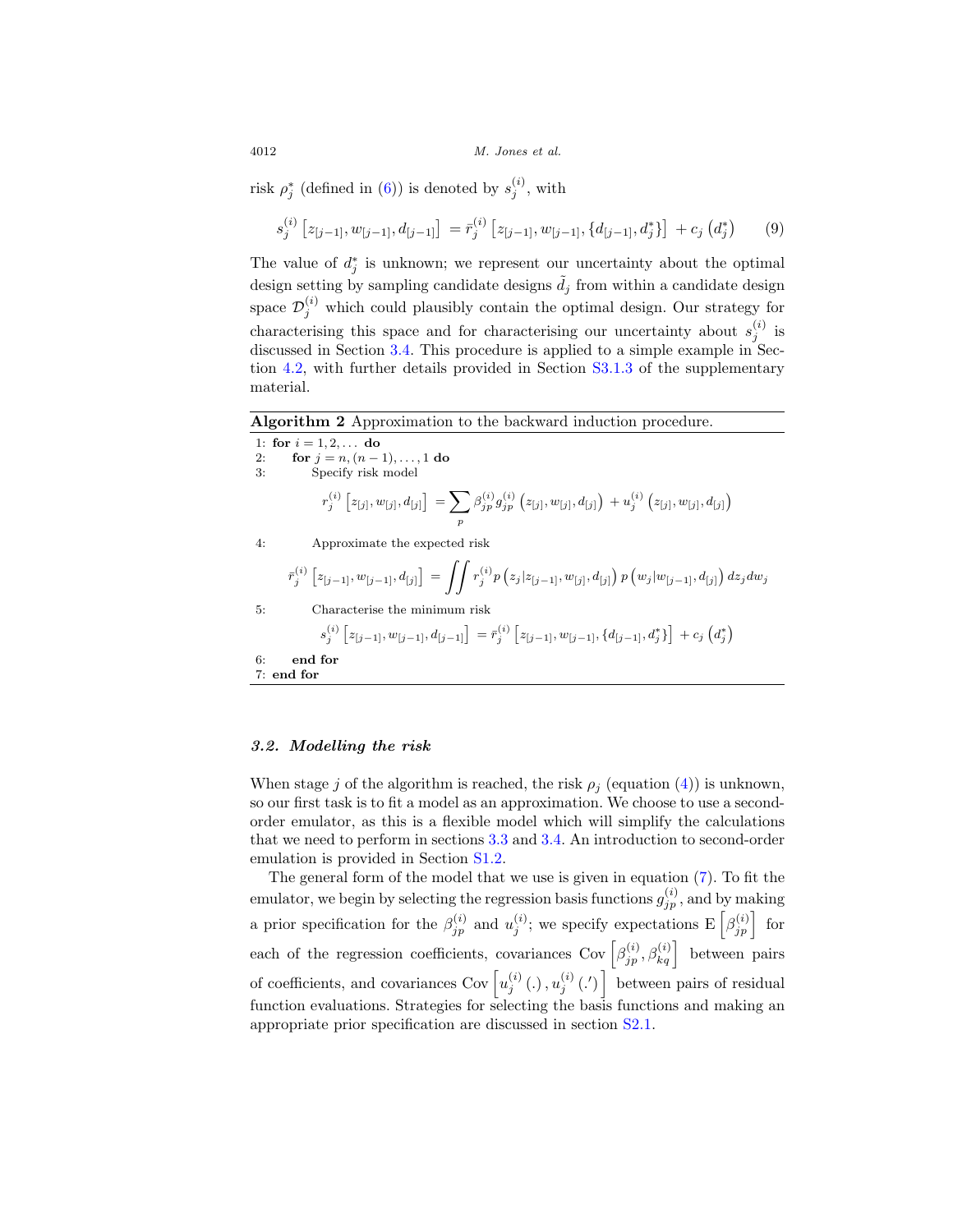risk $\rho_j^*$ (defined in (6)) is denoted by $s_j^{(i)}$, with

$$s_j^{(i)}\left[z_{[j-1]}, w_{[j-1]}, d_{[j-1]}\right] = \bar{r}_j^{(i)}\left[z_{[j-1]}, w_{[j-1]}, \{d_{[j-1]}, d_j^*\}\right] + c_j\left(d_j^*\right) \tag{9}$$

The value of $d_j^*$ is unknown; we represent our uncertainty about the optimal design setting by sampling candidate designs $\tilde{d}_j$ from within a candidate design space $\mathcal{D}_j^{(i)}$ which could plausibly contain the optimal design. Our strategy for characterising this space and for characterising our uncertainty about $s_j^{(i)}$ is discussed in Section 3.4. This procedure is applied to a simple example in Section 4.2, with further details provided in Section S3.1.3 of the supplementary material.

**Algorithm 2** Approximation to the backward induction procedure.

```
1: for i = 1, 2, ... do
2:    for j = n, (n − 1), ..., 1 do
3:       Specify risk model
4:       Approximate the expected risk
5:       Characterise the minimum risk
6:    end for
7: end for
```

Step 3 (Specify risk model):

$$r_j^{(i)}\left[z_{[j]}, w_{[j]}, d_{[j]}\right] = \sum_p \beta_{jp}^{(i)} g_{jp}^{(i)}\left(z_{[j]}, w_{[j]}, d_{[j]}\right) + u_j^{(i)}\left(z_{[j]}, w_{[j]}, d_{[j]}\right)$$

Step 4 (Approximate the expected risk):

$$\bar{r}_j^{(i)}\left[z_{[j-1]}, w_{[j-1]}, d_{[j]}\right] = \iint r_j^{(i)} p\left(z_j | z_{[j-1]}, w_{[j]}, d_{[j]}\right) p\left(w_j | w_{[j-1]}, d_{[j]}\right) dz_j dw_j$$

Step 5 (Characterise the minimum risk):

$$s_j^{(i)}\left[z_{[j-1]}, w_{[j-1]}, d_{[j-1]}\right] = \bar{r}_j^{(i)}\left[z_{[j-1]}, w_{[j-1]}, \{d_{[j-1]}, d_j^*\}\right] + c_j\left(d_j^*\right)$$

### *3.2. Modelling the risk*

When stage $j$ of the algorithm is reached, the risk $\rho_j$ (equation (4)) is unknown, so our first task is to fit a model as an approximation. We choose to use a second-order emulator, as this is a flexible model which will simplify the calculations that we need to perform in sections 3.3 and 3.4. An introduction to second-order emulation is provided in Section S1.2.

The general form of the model that we use is given in equation (7). To fit the emulator, we begin by selecting the regression basis functions $g_{jp}^{(i)}$, and by making a prior specification for the $\beta_{jp}^{(i)}$ and $u_j^{(i)}$; we specify expectations $\mathrm{E}\left[\beta_{jp}^{(i)}\right]$ for each of the regression coefficients, covariances $\mathrm{Cov}\left[\beta_{jp}^{(i)}, \beta_{kq}^{(i)}\right]$ between pairs of coefficients, and covariances $\mathrm{Cov}\left[u_j^{(i)}(.), u_j^{(i)}(.')\right]$ between pairs of residual function evaluations. Strategies for selecting the basis functions and making an appropriate prior specification are discussed in section S2.1.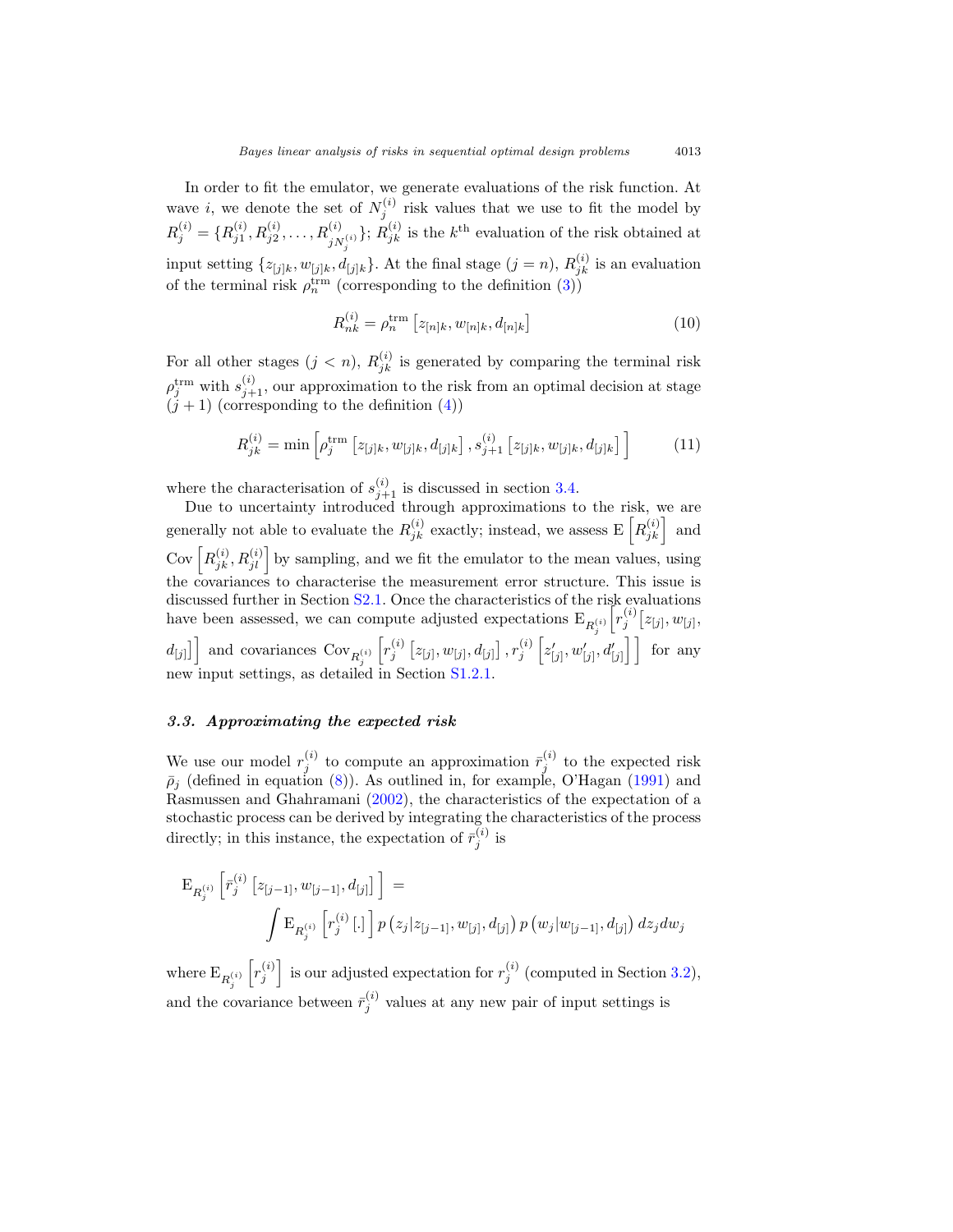In order to fit the emulator, we generate evaluations of the risk function. At wave $i$, we denote the set of $N_j^{(i)}$ risk values that we use to fit the model by $R_j^{(i)} = \{R_{j1}^{(i)}, R_{j2}^{(i)}, \ldots, R_{jN_j^{(i)}}^{(i)}\}$; $R_{jk}^{(i)}$ is the $k^{\text{th}}$ evaluation of the risk obtained at input setting $\{z_{[j]k}, w_{[j]k}, d_{[j]k}\}$. At the final stage ($j = n$), $R_{jk}^{(i)}$ is an evaluation of the terminal risk $\rho_n^{\text{trm}}$ (corresponding to the definition (3))

$$R_{nk}^{(i)} = \rho_n^{\text{trm}}\left[z_{[n]k}, w_{[n]k}, d_{[n]k}\right] \tag{10}$$

For all other stages ($j < n$), $R_{jk}^{(i)}$ is generated by comparing the terminal risk $\rho_j^{\text{trm}}$ with $s_{j+1}^{(i)}$, our approximation to the risk from an optimal decision at stage $(j+1)$ (corresponding to the definition (4))

$$R_{jk}^{(i)} = \min\left[\rho_j^{\text{trm}}\left[z_{[j]k}, w_{[j]k}, d_{[j]k}\right], s_{j+1}^{(i)}\left[z_{[j]k}, w_{[j]k}, d_{[j]k}\right]\right] \tag{11}$$

where the characterisation of $s_{j+1}^{(i)}$ is discussed in section 3.4.

Due to uncertainty introduced through approximations to the risk, we are generally not able to evaluate the $R_{jk}^{(i)}$ exactly; instead, we assess $\mathrm{E}\left[R_{jk}^{(i)}\right]$ and $\mathrm{Cov}\left[R_{jk}^{(i)}, R_{jl}^{(i)}\right]$ by sampling, and we fit the emulator to the mean values, using the covariances to characterise the measurement error structure. This issue is discussed further in Section S2.1. Once the characteristics of the risk evaluations have been assessed, we can compute adjusted expectations $\mathrm{E}_{R_j^{(i)}}\left[r_j^{(i)}\left[z_{[j]}, w_{[j]}, d_{[j]}\right]\right]$ and covariances $\mathrm{Cov}_{R_j^{(i)}}\left[r_j^{(i)}\left[z_{[j]}, w_{[j]}, d_{[j]}\right], r_j^{(i)}\left[z'_{[j]}, w'_{[j]}, d'_{[j]}\right]\right]$ for any new input settings, as detailed in Section S1.2.1.

### 3.3. Approximating the expected risk

We use our model $r_j^{(i)}$ to compute an approximation $\bar{r}_j^{(i)}$ to the expected risk $\bar{\rho}_j$ (defined in equation (8)). As outlined in, for example, O'Hagan (1991) and Rasmussen and Ghahramani (2002), the characteristics of the expectation of a stochastic process can be derived by integrating the characteristics of the process directly; in this instance, the expectation of $\bar{r}_j^{(i)}$ is

$$\mathrm{E}_{R_j^{(i)}}\left[\bar{r}_j^{(i)}\left[z_{[j-1]}, w_{[j-1]}, d_{[j]}\right]\right] = \int \mathrm{E}_{R_j^{(i)}}\left[r_j^{(i)}\left[.\right]\right] p\left(z_j | z_{[j-1]}, w_{[j]}, d_{[j]}\right) p\left(w_j | w_{[j-1]}, d_{[j]}\right) dz_j dw_j$$

where $\mathrm{E}_{R_j^{(i)}}\left[r_j^{(i)}\right]$ is our adjusted expectation for $r_j^{(i)}$ (computed in Section 3.2), and the covariance between $\bar{r}_j^{(i)}$ values at any new pair of input settings is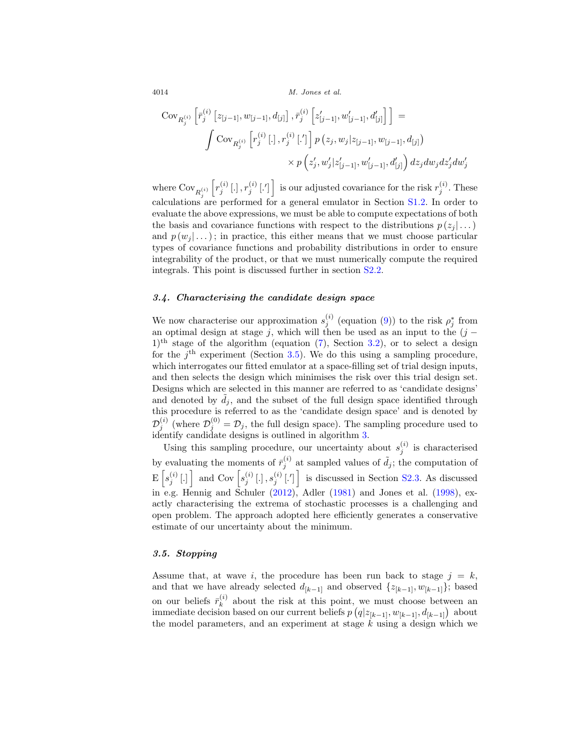$$
\begin{aligned}
\mathrm{Cov}_{R_j^{(i)}}\left[\bar{r}_j^{(i)}\left[z_{[j-1]}, w_{[j-1]}, d_{[j]}\right], \bar{r}_j^{(i)}\left[z'_{[j-1]}, w'_{[j-1]}, d'_{[j]}\right]\right] = \\
\int \mathrm{Cov}_{R_j^{(i)}}\left[r_j^{(i)}\left[.\right], r_j^{(i)}\left[.'\right]\right] p\left(z_j, w_j | z_{[j-1]}, w_{[j-1]}, d_{[j]}\right) \\
\times\, p\left(z'_j, w'_j | z'_{[j-1]}, w'_{[j-1]}, d'_{[j]}\right) dz_j dw_j dz'_j dw'_j
\end{aligned}
$$

where $\mathrm{Cov}_{R_j^{(i)}}\left[r_j^{(i)}\left[.\right], r_j^{(i)}\left[.'\right]\right]$ is our adjusted covariance for the risk $r_j^{(i)}$. These calculations are performed for a general emulator in Section S1.2. In order to evaluate the above expressions, we must be able to compute expectations of both the basis and covariance functions with respect to the distributions $p\left(z_j|\dots\right)$ and $p\left(w_j|\dots\right)$; in practice, this either means that we must choose particular types of covariance functions and probability distributions in order to ensure integrability of the product, or that we must numerically compute the required integrals. This point is discussed further in section S2.2.

### *3.4. Characterising the candidate design space*

We now characterise our approximation $s_j^{(i)}$ (equation (9)) to the risk $\rho_j^*$ from an optimal design at stage $j$, which will then be used as an input to the $(j-1)^{\text{th}}$ stage of the algorithm (equation (7), Section 3.2), or to select a design for the $j^{\text{th}}$ experiment (Section 3.5). We do this using a sampling procedure, which interrogates our fitted emulator at a space-filling set of trial design inputs, and then selects the design which minimises the risk over this trial design set. Designs which are selected in this manner are referred to as 'candidate designs' and denoted by $\tilde{d}_j$, and the subset of the full design space identified through this procedure is referred to as the 'candidate design space' and is denoted by $\mathcal{D}_j^{(i)}$ (where $\mathcal{D}_j^{(0)} = \mathcal{D}_j$, the full design space). The sampling procedure used to identify candidate designs is outlined in algorithm 3.

Using this sampling procedure, our uncertainty about $s_j^{(i)}$ is characterised by evaluating the moments of $\bar{r}_j^{(i)}$ at sampled values of $\tilde{d}_j$; the computation of $\mathrm{E}\left[s_j^{(i)}\left[.\right]\right]$ and $\mathrm{Cov}\left[s_j^{(i)}\left[.\right], s_j^{(i)}\left[.'\right]\right]$ is discussed in Section S2.3. As discussed in e.g. Hennig and Schuler (2012), Adler (1981) and Jones et al. (1998), exactly characterising the extrema of stochastic processes is a challenging and open problem. The approach adopted here efficiently generates a conservative estimate of our uncertainty about the minimum.

### *3.5. Stopping*

Assume that, at wave $i$, the procedure has been run back to stage $j = k$, and that we have already selected $d_{[k-1]}$ and observed $\{z_{[k-1]}, w_{[k-1]}\}$; based on our beliefs $\bar{r}_k^{(i)}$ about the risk at this point, we must choose between an immediate decision based on our current beliefs $p\left(q|z_{[k-1]}, w_{[k-1]}, d_{[k-1]}\right)$ about the model parameters, and an experiment at stage $k$ using a design which we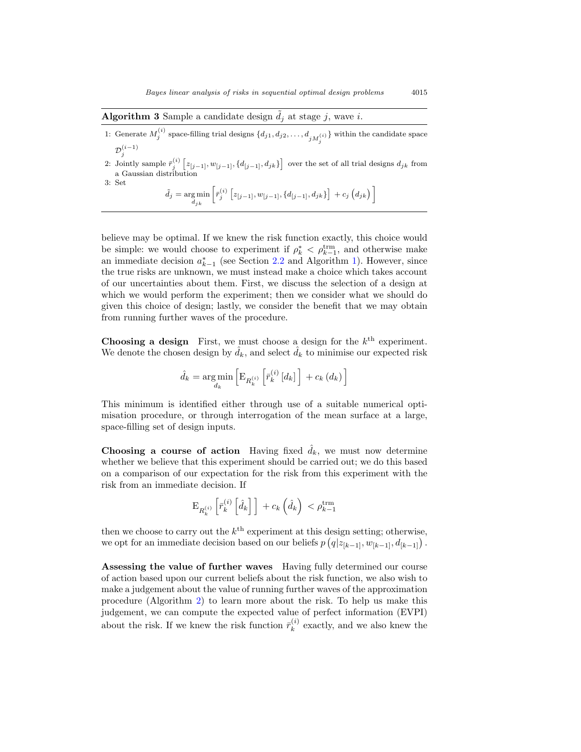**Algorithm 3** Sample a candidate design $\tilde{d}_j$ at stage $j$, wave $i$.

1: Generate $M_j^{(i)}$ space-filling trial designs $\{d_{j1}, d_{j2}, \ldots, d_{jM_j^{(i)}}\}$ within the candidate space $\mathcal{D}_j^{(i-1)}$

2: Jointly sample $\bar{r}_j^{(i)}\left[z_{[j-1]}, w_{[j-1]}, \{d_{[j-1]}, d_{jk}\}\right]$ over the set of all trial designs $d_{jk}$ from a Gaussian distribution

3: Set

$$\tilde{d}_j = \arg\min_{d_{jk}} \left[\bar{r}_j^{(i)}\left[z_{[j-1]}, w_{[j-1]}, \{d_{[j-1]}, d_{jk}\}\right] + c_j\left(d_{jk}\right)\right]$$

believe may be optimal. If we knew the risk function exactly, this choice would be simple: we would choose to experiment if $\rho_k^* < \rho_{k-1}^{\text{trm}}$, and otherwise make an immediate decision $a_{k-1}^*$ (see Section 2.2 and Algorithm 1). However, since the true risks are unknown, we must instead make a choice which takes account of our uncertainties about them. First, we discuss the selection of a design at which we would perform the experiment; then we consider what we should do given this choice of design; lastly, we consider the benefit that we may obtain from running further waves of the procedure.

**Choosing a design** First, we must choose a design for the $k^{\text{th}}$ experiment. We denote the chosen design by $\hat{d}_k$, and select $\hat{d}_k$ to minimise our expected risk

$$\hat{d}_k = \arg\min_{d_k} \left[\mathrm{E}_{R_k^{(i)}}\left[\bar{r}_k^{(i)}\left[d_k\right]\right] + c_k\left(d_k\right)\right]$$

This minimum is identified either through use of a suitable numerical optimisation procedure, or through interrogation of the mean surface at a large, space-filling set of design inputs.

**Choosing a course of action** Having fixed $\hat{d}_k$, we must now determine whether we believe that this experiment should be carried out; we do this based on a comparison of our expectation for the risk from this experiment with the risk from an immediate decision. If

$$\mathrm{E}_{R_k^{(i)}}\left[\bar{r}_k^{(i)}\left[\hat{d}_k\right]\right] + c_k\left(\hat{d}_k\right) < \rho_{k-1}^{\text{trm}}$$

then we choose to carry out the $k^{\text{th}}$ experiment at this design setting; otherwise, we opt for an immediate decision based on our beliefs $p\left(q|z_{[k-1]}, w_{[k-1]}, d_{[k-1]}\right)$.

**Assessing the value of further waves** Having fully determined our course of action based upon our current beliefs about the risk function, we also wish to make a judgement about the value of running further waves of the approximation procedure (Algorithm 2) to learn more about the risk. To help us make this judgement, we can compute the expected value of perfect information (EVPI) about the risk. If we knew the risk function $\bar{r}_k^{(i)}$ exactly, and we also knew the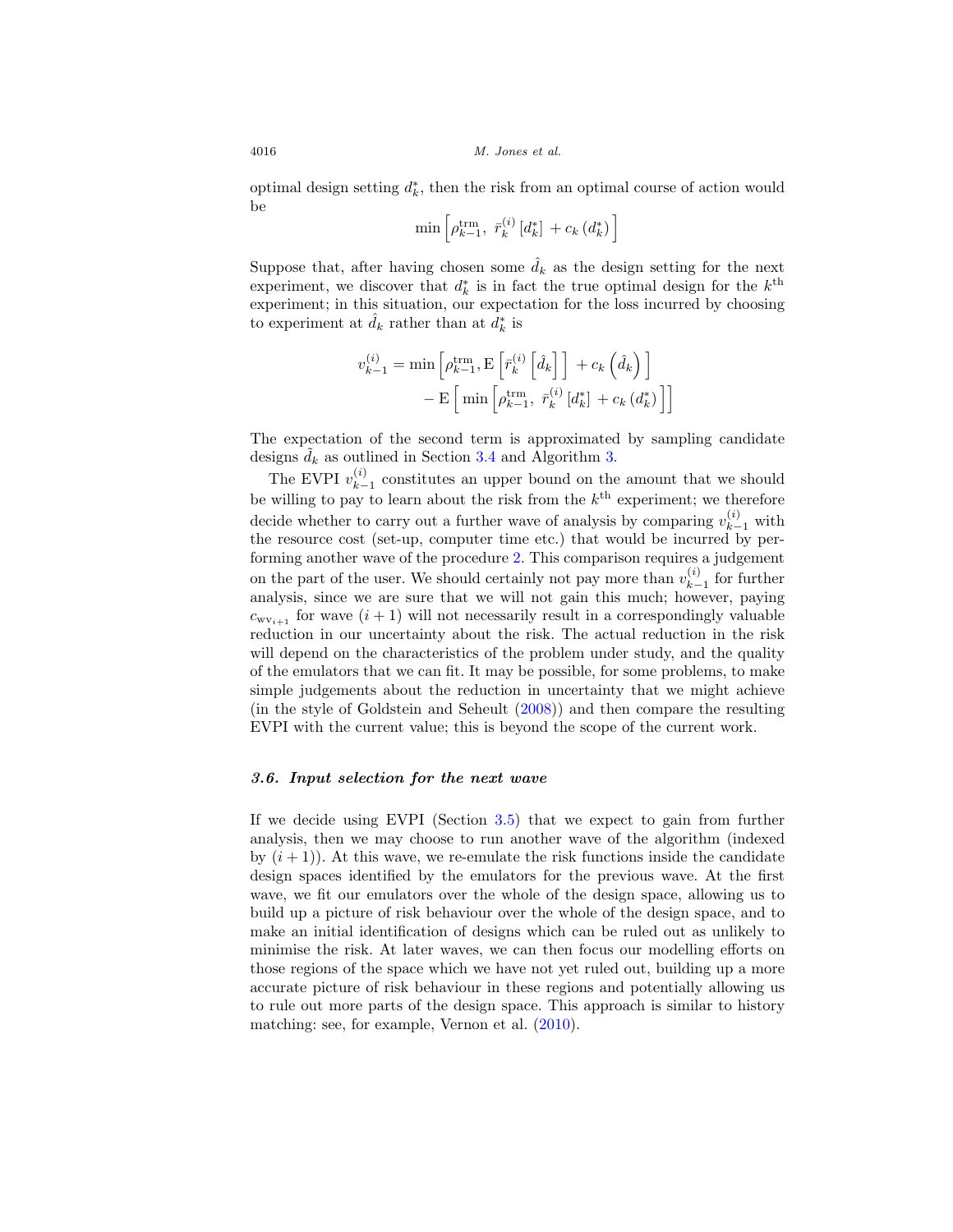optimal design setting $d_k^*$, then the risk from an optimal course of action would be

$$\min\left[\rho_{k-1}^{\text{trm}},\ \bar{r}_k^{(i)}\left[d_k^*\right] + c_k\left(d_k^*\right)\right]$$

Suppose that, after having chosen some $\hat{d}_k$ as the design setting for the next experiment, we discover that $d_k^*$ is in fact the true optimal design for the $k^{\text{th}}$ experiment; in this situation, our expectation for the loss incurred by choosing to experiment at $\hat{d}_k$ rather than at $d_k^*$ is

$$\begin{aligned} v_{k-1}^{(i)} = \min&\left[\rho_{k-1}^{\text{trm}}, \mathrm{E}\left[\bar{r}_k^{(i)}\left[\hat{d}_k\right]\right] + c_k\left(\hat{d}_k\right)\right] \\ &- \mathrm{E}\left[\min\left[\rho_{k-1}^{\text{trm}},\ \bar{r}_k^{(i)}\left[d_k^*\right] + c_k\left(d_k^*\right)\right]\right] \end{aligned}$$

The expectation of the second term is approximated by sampling candidate designs $\tilde{d}_k$ as outlined in Section 3.4 and Algorithm 3.

The EVPI $v_{k-1}^{(i)}$ constitutes an upper bound on the amount that we should be willing to pay to learn about the risk from the $k^{\text{th}}$ experiment; we therefore decide whether to carry out a further wave of analysis by comparing $v_{k-1}^{(i)}$ with the resource cost (set-up, computer time etc.) that would be incurred by performing another wave of the procedure 2. This comparison requires a judgement on the part of the user. We should certainly not pay more than $v_{k-1}^{(i)}$ for further analysis, since we are sure that we will not gain this much; however, paying $c_{\text{wv}_{i+1}}$ for wave $(i+1)$ will not necessarily result in a correspondingly valuable reduction in our uncertainty about the risk. The actual reduction in the risk will depend on the characteristics of the problem under study, and the quality of the emulators that we can fit. It may be possible, for some problems, to make simple judgements about the reduction in uncertainty that we might achieve (in the style of Goldstein and Seheult (2008)) and then compare the resulting EVPI with the current value; this is beyond the scope of the current work.

### *3.6. Input selection for the next wave*

If we decide using EVPI (Section 3.5) that we expect to gain from further analysis, then we may choose to run another wave of the algorithm (indexed by $(i+1)$). At this wave, we re-emulate the risk functions inside the candidate design spaces identified by the emulators for the previous wave. At the first wave, we fit our emulators over the whole of the design space, allowing us to build up a picture of risk behaviour over the whole of the design space, and to make an initial identification of designs which can be ruled out as unlikely to minimise the risk. At later waves, we can then focus our modelling efforts on those regions of the space which we have not yet ruled out, building up a more accurate picture of risk behaviour in these regions and potentially allowing us to rule out more parts of the design space. This approach is similar to history matching: see, for example, Vernon et al. (2010).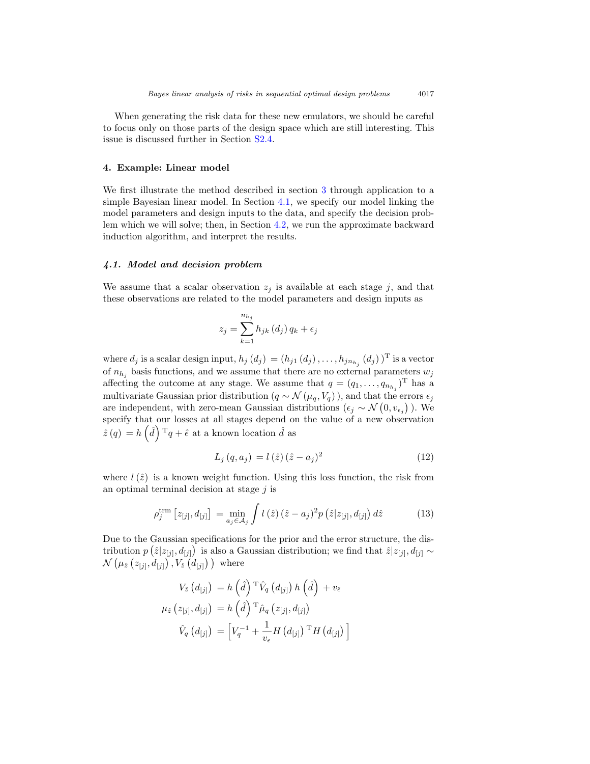When generating the risk data for these new emulators, we should be careful to focus only on those parts of the design space which are still interesting. This issue is discussed further in Section S2.4.

## 4. Example: Linear model

We first illustrate the method described in section 3 through application to a simple Bayesian linear model. In Section 4.1, we specify our model linking the model parameters and design inputs to the data, and specify the decision problem which we will solve; then, in Section 4.2, we run the approximate backward induction algorithm, and interpret the results.

### *4.1. Model and decision problem*

We assume that a scalar observation $z_j$ is available at each stage $j$, and that these observations are related to the model parameters and design inputs as

$$z_j = \sum_{k=1}^{n_{h_j}} h_{jk}(d_j)\, q_k + \epsilon_j$$

where $d_j$ is a scalar design input, $h_j(d_j) = (h_{j1}(d_j), \ldots, h_{jn_{h_j}}(d_j))^{\mathrm{T}}$ is a vector of $n_{h_j}$ basis functions, and we assume that there are no external parameters $w_j$ affecting the outcome at any stage. We assume that $q = (q_1, \ldots, q_{n_{h_j}})^{\mathrm{T}}$ has a multivariate Gaussian prior distribution ($q \sim \mathcal{N}(\mu_q, V_q)$), and that the errors $\epsilon_j$ are independent, with zero-mean Gaussian distributions ($\epsilon_j \sim \mathcal{N}(0, v_{\epsilon_j})$). We specify that our losses at all stages depend on the value of a new observation $\hat{z}(q) = h(\hat{d})^{\mathrm{T}} q + \hat{\epsilon}$ at a known location $\hat{d}$ as

$$L_j(q, a_j) = l(\hat{z})(\hat{z} - a_j)^2 \tag{12}$$

where $l(\hat{z})$ is a known weight function. Using this loss function, the risk from an optimal terminal decision at stage $j$ is

$$\rho_j^{\mathrm{trm}}\left[z_{[j]}, d_{[j]}\right] = \min_{a_j \in \mathcal{A}_j} \int l(\hat{z})(\hat{z} - a_j)^2 p\left(\hat{z} | z_{[j]}, d_{[j]}\right) d\hat{z} \tag{13}$$

Due to the Gaussian specifications for the prior and the error structure, the distribution $p\left(\hat{z}|z_{[j]}, d_{[j]}\right)$ is also a Gaussian distribution; we find that $\hat{z}|z_{[j]}, d_{[j]} \sim \mathcal{N}\left(\mu_{\hat{z}}\left(z_{[j]}, d_{[j]}\right), V_{\hat{z}}\left(d_{[j]}\right)\right)$ where

$$\begin{aligned}
V_{\hat{z}}\left(d_{[j]}\right) &= h\left(\hat{d}\right)^{\mathrm{T}} \hat{V}_q\left(d_{[j]}\right) h\left(\hat{d}\right) + v_{\hat{\epsilon}} \\
\mu_{\hat{z}}\left(z_{[j]}, d_{[j]}\right) &= h\left(\hat{d}\right)^{\mathrm{T}} \hat{\mu}_q\left(z_{[j]}, d_{[j]}\right) \\
\hat{V}_q\left(d_{[j]}\right) &= \left[V_q^{-1} + \frac{1}{v_\epsilon} H\left(d_{[j]}\right)^{\mathrm{T}} H\left(d_{[j]}\right)\right]
\end{aligned}$$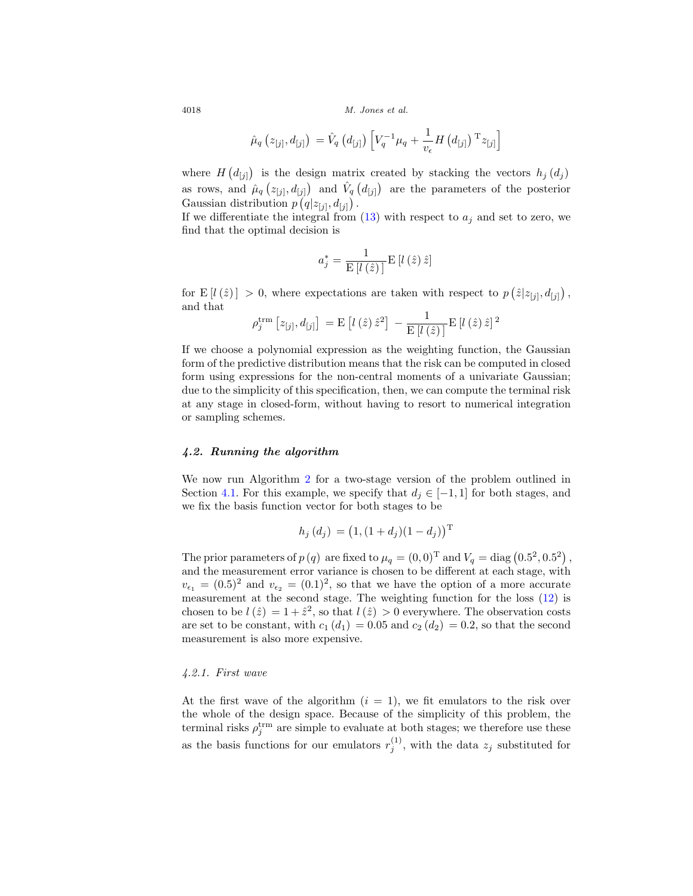$$\hat{\mu}_q\left(z_{[j]}, d_{[j]}\right) = \hat{V}_q\left(d_{[j]}\right)\left[V_q^{-1}\mu_q + \frac{1}{v_\epsilon}H\left(d_{[j]}\right)^{\mathrm{T}} z_{[j]}\right]$$

where $H\left(d_{[j]}\right)$ is the design matrix created by stacking the vectors $h_j\left(d_j\right)$ as rows, and $\hat{\mu}_q\left(z_{[j]}, d_{[j]}\right)$ and $\hat{V}_q\left(d_{[j]}\right)$ are the parameters of the posterior Gaussian distribution $p\left(q|z_{[j]}, d_{[j]}\right)$.

If we differentiate the integral from (13) with respect to $a_j$ and set to zero, we find that the optimal decision is

$$a_j^* = \frac{1}{\mathrm{E}\left[l\left(\hat{z}\right)\right]}\mathrm{E}\left[l\left(\hat{z}\right)\hat{z}\right]$$

for $\mathrm{E}\left[l\left(\hat{z}\right)\right] > 0$, where expectations are taken with respect to $p\left(\hat{z}|z_{[j]}, d_{[j]}\right)$, and that

$$\rho_j^{\mathrm{trm}}\left[z_{[j]}, d_{[j]}\right] = \mathrm{E}\left[l\left(\hat{z}\right)\hat{z}^2\right] - \frac{1}{\mathrm{E}\left[l\left(\hat{z}\right)\right]}\mathrm{E}\left[l\left(\hat{z}\right)\hat{z}\right]^2$$

If we choose a polynomial expression as the weighting function, the Gaussian form of the predictive distribution means that the risk can be computed in closed form using expressions for the non-central moments of a univariate Gaussian; due to the simplicity of this specification, then, we can compute the terminal risk at any stage in closed-form, without having to resort to numerical integration or sampling schemes.

### *4.2. Running the algorithm*

We now run Algorithm 2 for a two-stage version of the problem outlined in Section 4.1. For this example, we specify that $d_j \in [-1, 1]$ for both stages, and we fix the basis function vector for both stages to be

$$h_j\left(d_j\right) = \left(1, (1+d_j)(1-d_j)\right)^{\mathrm{T}}$$

The prior parameters of $p\left(q\right)$ are fixed to $\mu_q = (0, 0)^{\mathrm{T}}$ and $V_q = \mathrm{diag}\left(0.5^2, 0.5^2\right)$, and the measurement error variance is chosen to be different at each stage, with $v_{\epsilon_1} = (0.5)^2$ and $v_{\epsilon_2} = (0.1)^2$, so that we have the option of a more accurate measurement at the second stage. The weighting function for the loss (12) is chosen to be $l\left(\hat{z}\right) = 1 + \hat{z}^2$, so that $l\left(\hat{z}\right) > 0$ everywhere. The observation costs are set to be constant, with $c_1\left(d_1\right) = 0.05$ and $c_2\left(d_2\right) = 0.2$, so that the second measurement is also more expensive.

#### *4.2.1. First wave*

At the first wave of the algorithm ($i = 1$), we fit emulators to the risk over the whole of the design space. Because of the simplicity of this problem, the terminal risks $\rho_j^{\mathrm{trm}}$ are simple to evaluate at both stages; we therefore use these as the basis functions for our emulators $r_j^{(1)}$, with the data $z_j$ substituted for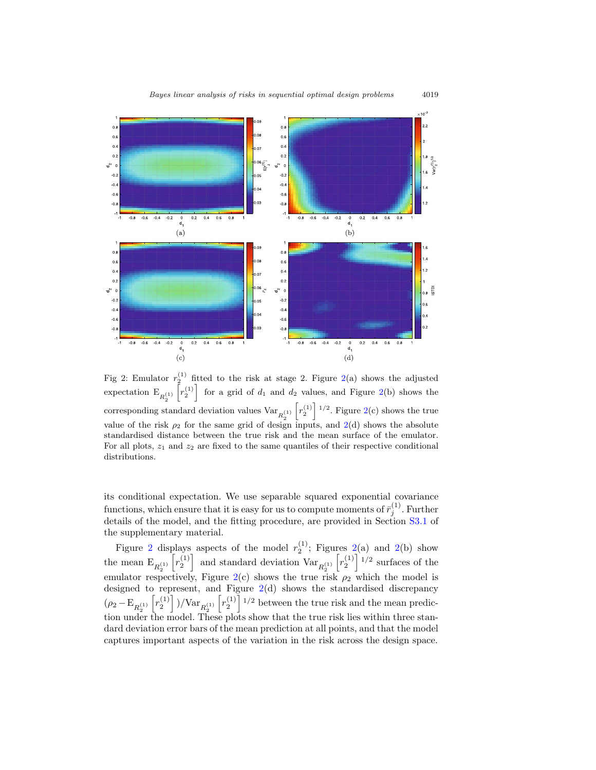Fig 2: Emulator $r_2^{(1)}$ fitted to the risk at stage 2. Figure 2(a) shows the adjusted expectation $\mathrm{E}_{R_2^{(1)}}\left[r_2^{(1)}\right]$ for a grid of $d_1$ and $d_2$ values, and Figure 2(b) shows the corresponding standard deviation values $\mathrm{Var}_{R_2^{(1)}}\left[r_2^{(1)}\right]^{1/2}$. Figure 2(c) shows the true value of the risk $\rho_2$ for the same grid of design inputs, and 2(d) shows the absolute standardised distance between the true risk and the mean surface of the emulator. For all plots, $z_1$ and $z_2$ are fixed to the same quantiles of their respective conditional distributions.

its conditional expectation. We use separable squared exponential covariance functions, which ensure that it is easy for us to compute moments of $\bar{r}_j^{(1)}$. Further details of the model, and the fitting procedure, are provided in Section S3.1 of the supplementary material.

Figure 2 displays aspects of the model $r_2^{(1)}$; Figures 2(a) and 2(b) show the mean $\mathrm{E}_{R_2^{(1)}}\left[r_2^{(1)}\right]$ and standard deviation $\mathrm{Var}_{R_2^{(1)}}\left[r_2^{(1)}\right]^{1/2}$ surfaces of the emulator respectively, Figure 2(c) shows the true risk $\rho_2$ which the model is designed to represent, and Figure 2(d) shows the standardised discrepancy $(\rho_2 - \mathrm{E}_{R_2^{(1)}}\left[r_2^{(1)}\right])/\mathrm{Var}_{R_2^{(1)}}\left[r_2^{(1)}\right]^{1/2}$ between the true risk and the mean prediction under the model. These plots show that the true risk lies within three standard deviation error bars of the mean prediction at all points, and that the model captures important aspects of the variation in the risk across the design space.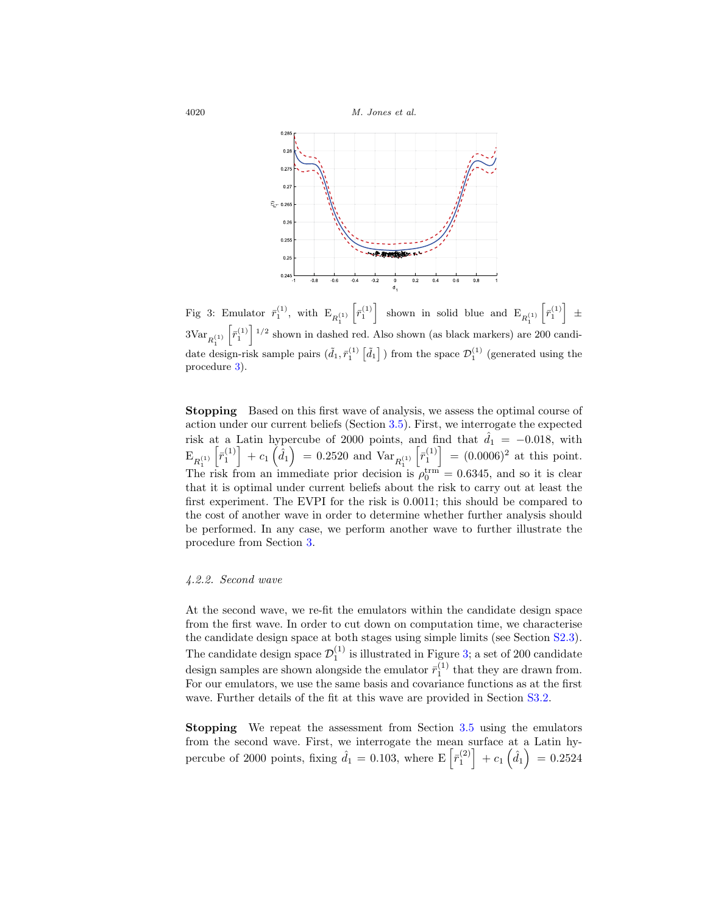Fig 3: Emulator $\bar{r}_1^{(1)}$, with $\mathrm{E}_{R_1^{(1)}}\left[\bar{r}_1^{(1)}\right]$ shown in solid blue and $\mathrm{E}_{R_1^{(1)}}\left[\bar{r}_1^{(1)}\right] \pm 3\mathrm{Var}_{R_1^{(1)}}\left[\bar{r}_1^{(1)}\right]^{1/2}$ shown in dashed red. Also shown (as black markers) are 200 candidate design-risk sample pairs $(\tilde{d}_1, \bar{r}_1^{(1)}\left[\tilde{d}_1\right])$ from the space $\mathcal{D}_1^{(1)}$ (generated using the procedure 3).

**Stopping** Based on this first wave of analysis, we assess the optimal course of action under our current beliefs (Section 3.5). First, we interrogate the expected risk at a Latin hypercube of 2000 points, and find that $\hat{d}_1 = -0.018$, with $\mathrm{E}_{R_1^{(1)}}\left[\bar{r}_1^{(1)}\right] + c_1\left(\hat{d}_1\right) = 0.2520$ and $\mathrm{Var}_{R_1^{(1)}}\left[\bar{r}_1^{(1)}\right] = (0.0006)^2$ at this point. The risk from an immediate prior decision is $\rho_0^{\mathrm{trm}} = 0.6345$, and so it is clear that it is optimal under current beliefs about the risk to carry out at least the first experiment. The EVPI for the risk is 0.0011; this should be compared to the cost of another wave in order to determine whether further analysis should be performed. In any case, we perform another wave to further illustrate the procedure from Section 3.

#### *4.2.2. Second wave*

At the second wave, we re-fit the emulators within the candidate design space from the first wave. In order to cut down on computation time, we characterise the candidate design space at both stages using simple limits (see Section S2.3). The candidate design space $\mathcal{D}_1^{(1)}$ is illustrated in Figure 3; a set of 200 candidate design samples are shown alongside the emulator $\bar{r}_1^{(1)}$ that they are drawn from. For our emulators, we use the same basis and covariance functions as at the first wave. Further details of the fit at this wave are provided in Section S3.2.

**Stopping** We repeat the assessment from Section 3.5 using the emulators from the second wave. First, we interrogate the mean surface at a Latin hypercube of 2000 points, fixing $\hat{d}_1 = 0.103$, where $\mathrm{E}\left[\bar{r}_1^{(2)}\right] + c_1\left(\hat{d}_1\right) = 0.2524$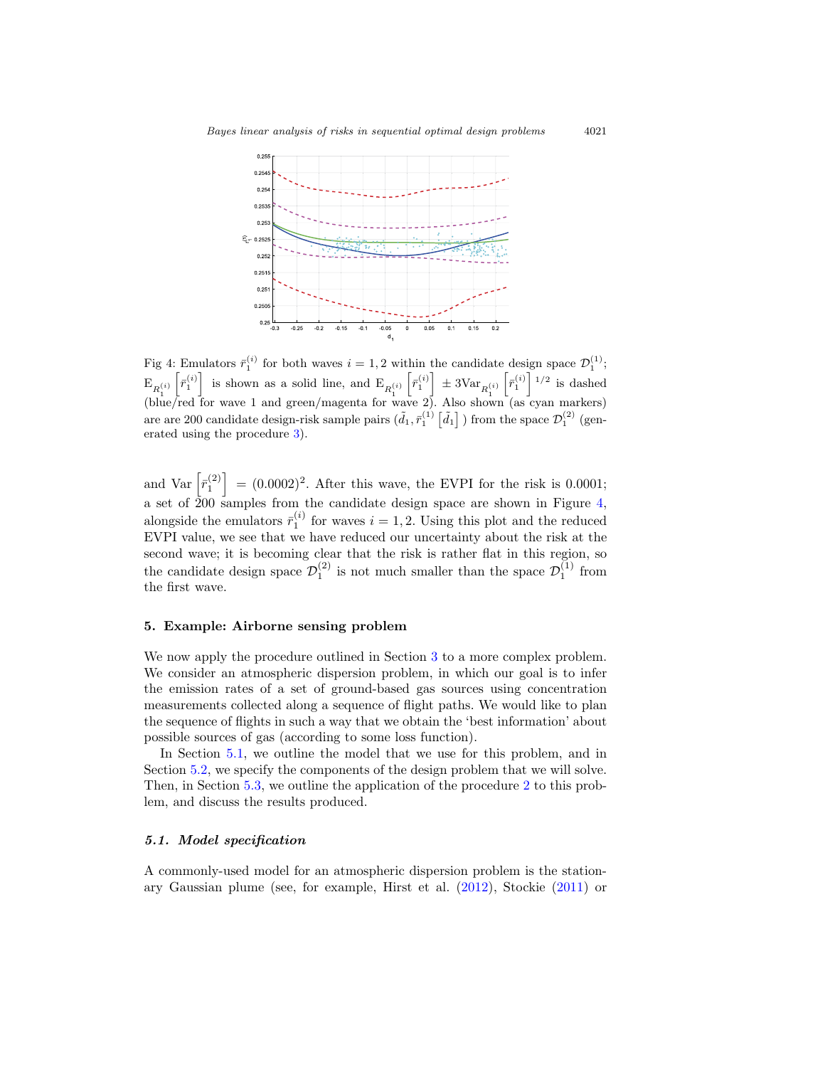Fig 4: Emulators $\bar{r}_1^{(i)}$ for both waves $i = 1, 2$ within the candidate design space $\mathcal{D}_1^{(1)}$; $\mathrm{E}_{R_1^{(i)}}\left[\bar{r}_1^{(i)}\right]$ is shown as a solid line, and $\mathrm{E}_{R_1^{(i)}}\left[\bar{r}_1^{(i)}\right] \pm 3\mathrm{Var}_{R_1^{(i)}}\left[\bar{r}_1^{(i)}\right]^{1/2}$ is dashed (blue/red for wave 1 and green/magenta for wave 2). Also shown (as cyan markers) are are 200 candidate design-risk sample pairs $(\tilde{d}_1, \bar{r}_1^{(1)}\left[\tilde{d}_1\right])$ from the space $\mathcal{D}_1^{(2)}$ (generated using the procedure 3).

and $\mathrm{Var}\left[\bar{r}_1^{(2)}\right] = (0.0002)^2$. After this wave, the EVPI for the risk is 0.0001; a set of 200 samples from the candidate design space are shown in Figure 4, alongside the emulators $\bar{r}_1^{(i)}$ for waves $i = 1, 2$. Using this plot and the reduced EVPI value, we see that we have reduced our uncertainty about the risk at the second wave; it is becoming clear that the risk is rather flat in this region, so the candidate design space $\mathcal{D}_1^{(2)}$ is not much smaller than the space $\mathcal{D}_1^{(1)}$ from the first wave.

## 5. Example: Airborne sensing problem

We now apply the procedure outlined in Section 3 to a more complex problem. We consider an atmospheric dispersion problem, in which our goal is to infer the emission rates of a set of ground-based gas sources using concentration measurements collected along a sequence of flight paths. We would like to plan the sequence of flights in such a way that we obtain the 'best information' about possible sources of gas (according to some loss function).

In Section 5.1, we outline the model that we use for this problem, and in Section 5.2, we specify the components of the design problem that we will solve. Then, in Section 5.3, we outline the application of the procedure 2 to this problem, and discuss the results produced.

### *5.1. Model specification*

A commonly-used model for an atmospheric dispersion problem is the stationary Gaussian plume (see, for example, Hirst et al. (2012), Stockie (2011) or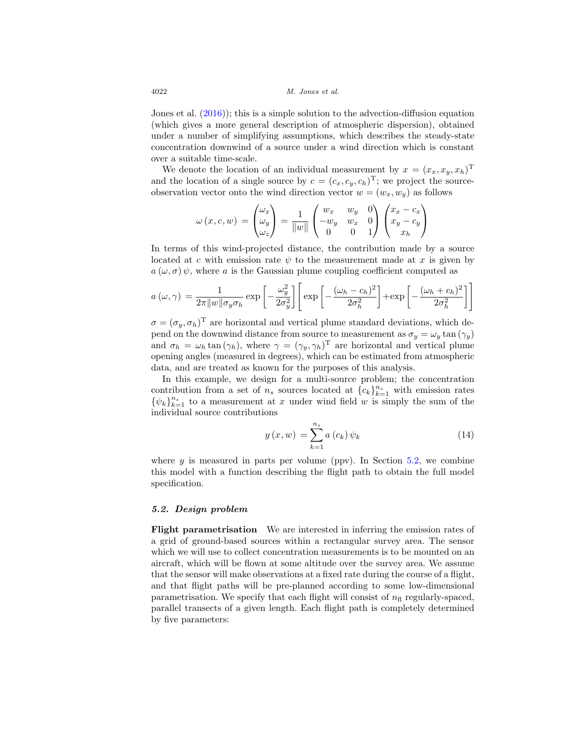Jones et al. (2016)); this is a simple solution to the advection-diffusion equation (which gives a more general description of atmospheric dispersion), obtained under a number of simplifying assumptions, which describes the steady-state concentration downwind of a source under a wind direction which is constant over a suitable time-scale.

We denote the location of an individual measurement by $x = (x_x, x_y, x_h)^{\mathrm{T}}$ and the location of a single source by $c = (c_x, c_y, c_h)^{\mathrm{T}}$; we project the source-observation vector onto the wind direction vector $w = (w_x, w_y)$ as follows

$$
\omega\left(x, c, w\right) = \begin{pmatrix} \omega_x \\ \omega_y \\ \omega_z \end{pmatrix} = \frac{1}{\|w\|} \begin{pmatrix} w_x & w_y & 0 \\ -w_y & w_x & 0 \\ 0 & 0 & 1 \end{pmatrix} \begin{pmatrix} x_x - c_x \\ x_y - c_y \\ x_h \end{pmatrix}
$$

In terms of this wind-projected distance, the contribution made by a source located at $c$ with emission rate $\psi$ to the measurement made at $x$ is given by $a\left(\omega, \sigma\right)\psi$, where $a$ is the Gaussian plume coupling coefficient computed as

$$
a\left(\omega, \gamma\right) = \frac{1}{2\pi\|w\|\sigma_y\sigma_h} \exp\left[-\frac{\omega_y^2}{2\sigma_y^2}\right]\left[\exp\left[-\frac{(\omega_h - c_h)^2}{2\sigma_h^2}\right] + \exp\left[-\frac{(\omega_h + c_h)^2}{2\sigma_h^2}\right]\right]
$$

$\sigma = (\sigma_y, \sigma_h)^{\mathrm{T}}$ are horizontal and vertical plume standard deviations, which depend on the downwind distance from source to measurement as $\sigma_y = \omega_y \tan\left(\gamma_y\right)$ and $\sigma_h = \omega_h \tan\left(\gamma_h\right)$, where $\gamma = (\gamma_y, \gamma_h)^{\mathrm{T}}$ are horizontal and vertical plume opening angles (measured in degrees), which can be estimated from atmospheric data, and are treated as known for the purposes of this analysis.

In this example, we design for a multi-source problem; the concentration contribution from a set of $n_s$ sources located at $\{c_k\}_{k=1}^{n_s}$ with emission rates $\{\psi_k\}_{k=1}^{n_s}$ to a measurement at $x$ under wind field $w$ is simply the sum of the individual source contributions

$$
y\left(x, w\right) = \sum_{k=1}^{n_s} a\left(c_k\right)\psi_k \tag{14}
$$

where $y$ is measured in parts per volume (ppv). In Section 5.2, we combine this model with a function describing the flight path to obtain the full model specification.

### *5.2. Design problem*

**Flight parametrisation** We are interested in inferring the emission rates of a grid of ground-based sources within a rectangular survey area. The sensor which we will use to collect concentration measurements is to be mounted on an aircraft, which will be flown at some altitude over the survey area. We assume that the sensor will make observations at a fixed rate during the course of a flight, and that flight paths will be pre-planned according to some low-dimensional parametrisation. We specify that each flight will consist of $n_{\mathrm{fl}}$ regularly-spaced, parallel transects of a given length. Each flight path is completely determined by five parameters: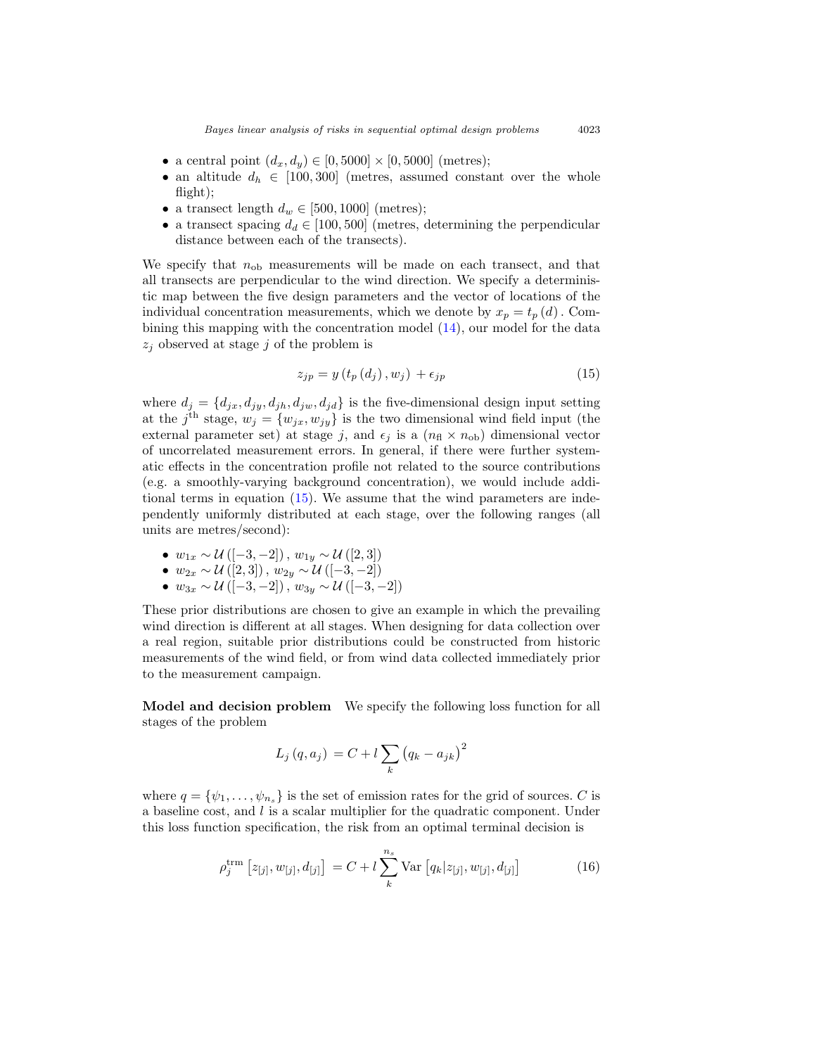- a central point $(d_x, d_y) \in [0, 5000] \times [0, 5000]$ (metres);
- an altitude $d_h \in [100, 300]$ (metres, assumed constant over the whole flight);
- a transect length $d_w \in [500, 1000]$ (metres);
- a transect spacing $d_d \in [100, 500]$ (metres, determining the perpendicular distance between each of the transects).

We specify that $n_{\text{ob}}$ measurements will be made on each transect, and that all transects are perpendicular to the wind direction. We specify a deterministic map between the five design parameters and the vector of locations of the individual concentration measurements, which we denote by $x_p = t_p(d)$. Combining this mapping with the concentration model (14), our model for the data $z_j$ observed at stage $j$ of the problem is

$$z_{jp} = y\left(t_p\left(d_j\right), w_j\right) + \epsilon_{jp} \tag{15}$$

where $d_j = \{d_{jx}, d_{jy}, d_{jh}, d_{jw}, d_{jd}\}$ is the five-dimensional design input setting at the $j^{\text{th}}$ stage, $w_j = \{w_{jx}, w_{jy}\}$ is the two dimensional wind field input (the external parameter set) at stage $j$, and $\epsilon_j$ is a $(n_{\text{fl}} \times n_{\text{ob}})$ dimensional vector of uncorrelated measurement errors. In general, if there were further systematic effects in the concentration profile not related to the source contributions (e.g. a smoothly-varying background concentration), we would include additional terms in equation (15). We assume that the wind parameters are independently uniformly distributed at each stage, over the following ranges (all units are metres/second):

- $w_{1x} \sim \mathcal{U}([-3, -2])$, $w_{1y} \sim \mathcal{U}([2, 3])$
- $w_{2x} \sim \mathcal{U}([2, 3])$, $w_{2y} \sim \mathcal{U}([-3, -2])$
- $w_{3x} \sim \mathcal{U}([-3, -2])$, $w_{3y} \sim \mathcal{U}([-3, -2])$

These prior distributions are chosen to give an example in which the prevailing wind direction is different at all stages. When designing for data collection over a real region, suitable prior distributions could be constructed from historic measurements of the wind field, or from wind data collected immediately prior to the measurement campaign.

**Model and decision problem** We specify the following loss function for all stages of the problem

$$L_j\left(q, a_j\right) = C + l \sum_k \left(q_k - a_{jk}\right)^2$$

where $q = \{\psi_1, \ldots, \psi_{n_s}\}$ is the set of emission rates for the grid of sources. $C$ is a baseline cost, and $l$ is a scalar multiplier for the quadratic component. Under this loss function specification, the risk from an optimal terminal decision is

$$\rho_j^{\text{trm}}\left[z_{[j]}, w_{[j]}, d_{[j]}\right] = C + l \sum_k^{n_s} \text{Var}\left[q_k | z_{[j]}, w_{[j]}, d_{[j]}\right] \tag{16}$$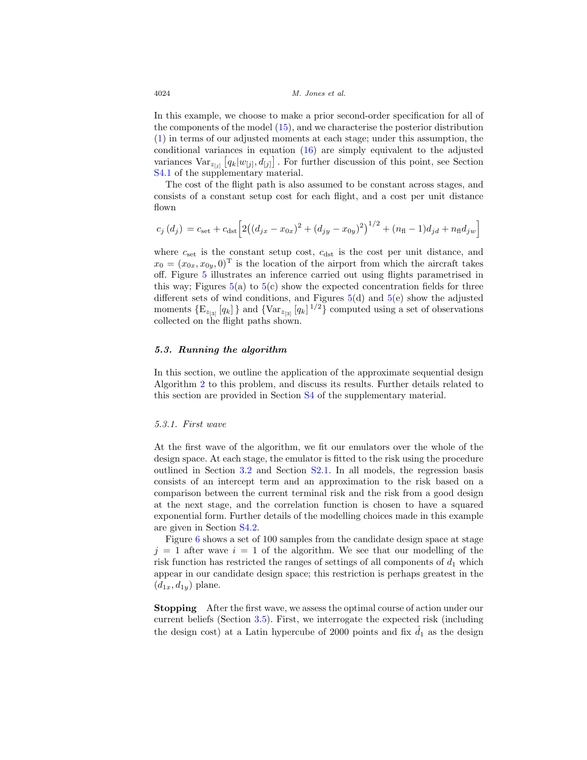In this example, we choose to make a prior second-order specification for all of the components of the model (15), and we characterise the posterior distribution (1) in terms of our adjusted moments at each stage; under this assumption, the conditional variances in equation (16) are simply equivalent to the adjusted variances $\text{Var}_{z_{[j]}}\left[q_k|w_{[j]}, d_{[j]}\right]$. For further discussion of this point, see Section S4.1 of the supplementary material.

The cost of the flight path is also assumed to be constant across stages, and consists of a constant setup cost for each flight, and a cost per unit distance flown

$$c_j\left(d_j\right) = c_{\text{set}} + c_{\text{dst}}\Big[2\big((d_{jx} - x_{0x})^2 + (d_{jy} - x_{0y})^2\big)^{1/2} + (n_{\text{fl}} - 1)d_{jd} + n_{\text{fl}}d_{jw}\Big]$$

where $c_{\text{set}}$ is the constant setup cost, $c_{\text{dst}}$ is the cost per unit distance, and $x_0 = (x_{0x}, x_{0y}, 0)^{\text{T}}$ is the location of the airport from which the aircraft takes off. Figure 5 illustrates an inference carried out using flights parametrised in this way; Figures 5(a) to 5(c) show the expected concentration fields for three different sets of wind conditions, and Figures 5(d) and 5(e) show the adjusted moments $\{\text{E}_{z_{[3]}}\left[q_k\right]\}$ and $\{\text{Var}_{z_{[3]}}\left[q_k\right]^{1/2}\}$ computed using a set of observations collected on the flight paths shown.

### *5.3. Running the algorithm*

In this section, we outline the application of the approximate sequential design Algorithm 2 to this problem, and discuss its results. Further details related to this section are provided in Section S4 of the supplementary material.

#### *5.3.1. First wave*

At the first wave of the algorithm, we fit our emulators over the whole of the design space. At each stage, the emulator is fitted to the risk using the procedure outlined in Section 3.2 and Section S2.1. In all models, the regression basis consists of an intercept term and an approximation to the risk based on a comparison between the current terminal risk and the risk from a good design at the next stage, and the correlation function is chosen to have a squared exponential form. Further details of the modelling choices made in this example are given in Section S4.2.

Figure 6 shows a set of 100 samples from the candidate design space at stage $j = 1$ after wave $i = 1$ of the algorithm. We see that our modelling of the risk function has restricted the ranges of settings of all components of $d_1$ which appear in our candidate design space; this restriction is perhaps greatest in the $(d_{1x}, d_{1y})$ plane.

**Stopping** After the first wave, we assess the optimal course of action under our current beliefs (Section 3.5). First, we interrogate the expected risk (including the design cost) at a Latin hypercube of 2000 points and fix $\hat{d}_1$ as the design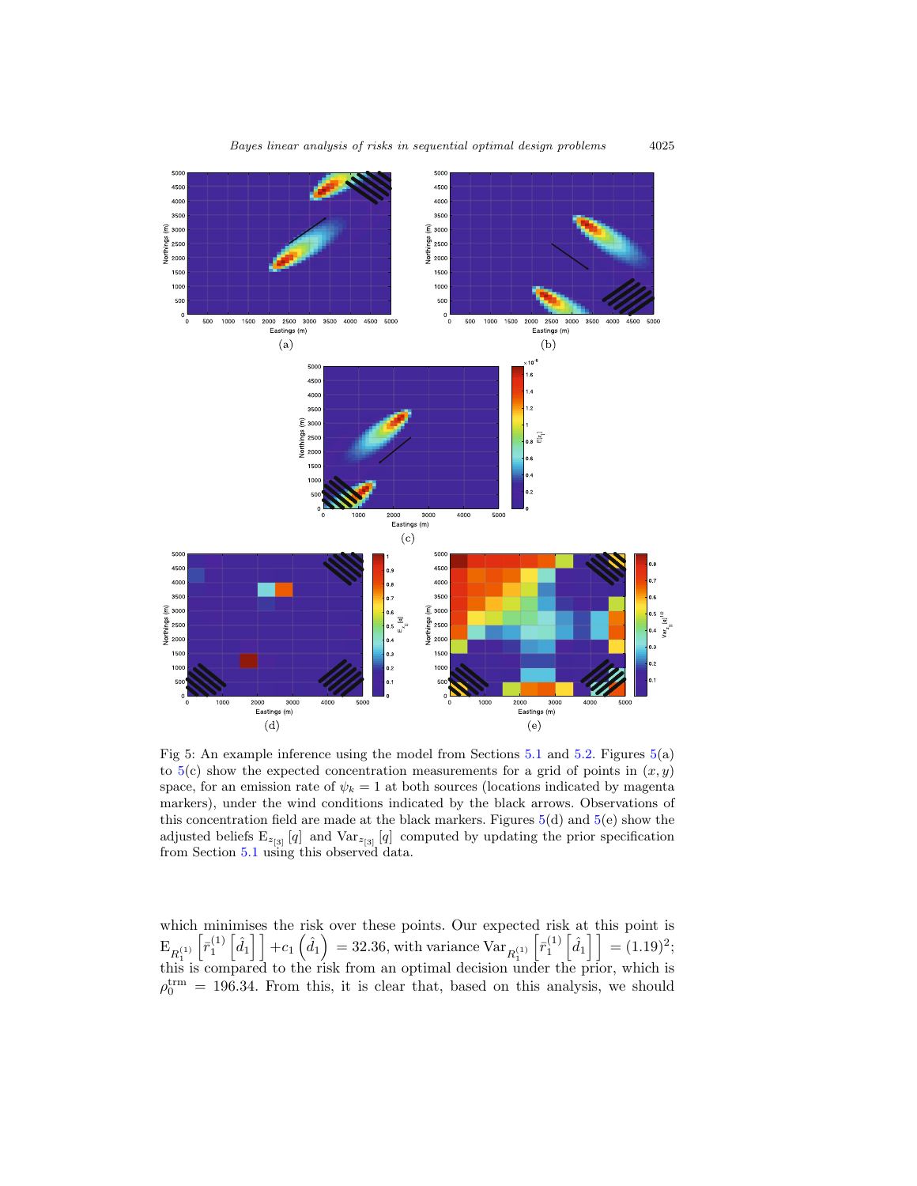Fig 5: An example inference using the model from Sections 5.1 and 5.2. Figures 5(a) to 5(c) show the expected concentration measurements for a grid of points in $(x, y)$ space, for an emission rate of $\psi_k = 1$ at both sources (locations indicated by magenta markers), under the wind conditions indicated by the black arrows. Observations of this concentration field are made at the black markers. Figures 5(d) and 5(e) show the adjusted beliefs $\mathrm{E}_{z_{[3]}}[q]$ and $\mathrm{Var}_{z_{[3]}}[q]$ computed by updating the prior specification from Section 5.1 using this observed data.

which minimises the risk over these points. Our expected risk at this point is $\mathrm{E}_{R_1^{(1)}}\left[\bar{r}_1^{(1)}\left[\hat{d}_1\right]\right] + c_1\left(\hat{d}_1\right) = 32.36$, with variance $\mathrm{Var}_{R_1^{(1)}}\left[\bar{r}_1^{(1)}\left[\hat{d}_1\right]\right] = (1.19)^2$; this is compared to the risk from an optimal decision under the prior, which is $\rho_0^{\mathrm{trm}} = 196.34$. From this, it is clear that, based on this analysis, we should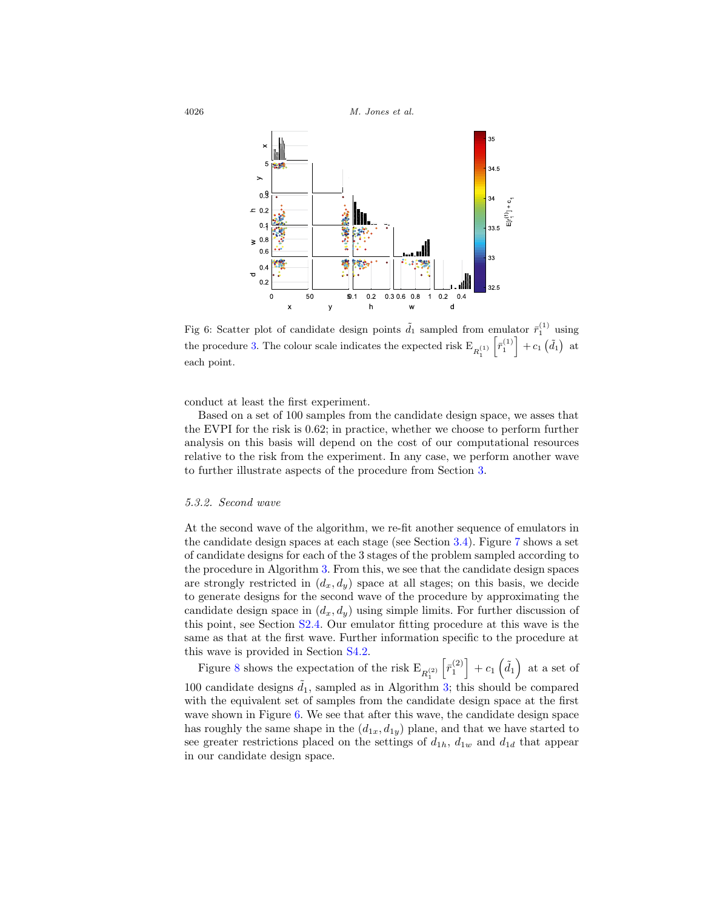Fig 6: Scatter plot of candidate design points $\tilde{d}_1$ sampled from emulator $\bar{r}_1^{(1)}$ using the procedure 3. The colour scale indicates the expected risk $\mathrm{E}_{R_1^{(1)}}\left[\bar{r}_1^{(1)}\right] + c_1\left(\tilde{d}_1\right)$ at each point.

conduct at least the first experiment.

Based on a set of 100 samples from the candidate design space, we asses that the EVPI for the risk is 0.62; in practice, whether we choose to perform further analysis on this basis will depend on the cost of our computational resources relative to the risk from the experiment. In any case, we perform another wave to further illustrate aspects of the procedure from Section 3.

### 5.3.2. Second wave

At the second wave of the algorithm, we re-fit another sequence of emulators in the candidate design spaces at each stage (see Section 3.4). Figure 7 shows a set of candidate designs for each of the 3 stages of the problem sampled according to the procedure in Algorithm 3. From this, we see that the candidate design spaces are strongly restricted in $(d_x, d_y)$ space at all stages; on this basis, we decide to generate designs for the second wave of the procedure by approximating the candidate design space in $(d_x, d_y)$ using simple limits. For further discussion of this point, see Section S2.4. Our emulator fitting procedure at this wave is the same as that at the first wave. Further information specific to the procedure at this wave is provided in Section S4.2.

Figure 8 shows the expectation of the risk $\mathrm{E}_{R_1^{(2)}}\left[\bar{r}_1^{(2)}\right] + c_1\left(\tilde{d}_1\right)$ at a set of 100 candidate designs $\tilde{d}_1$, sampled as in Algorithm 3; this should be compared with the equivalent set of samples from the candidate design space at the first wave shown in Figure 6. We see that after this wave, the candidate design space has roughly the same shape in the $(d_{1x}, d_{1y})$ plane, and that we have started to see greater restrictions placed on the settings of $d_{1h}$, $d_{1w}$ and $d_{1d}$ that appear in our candidate design space.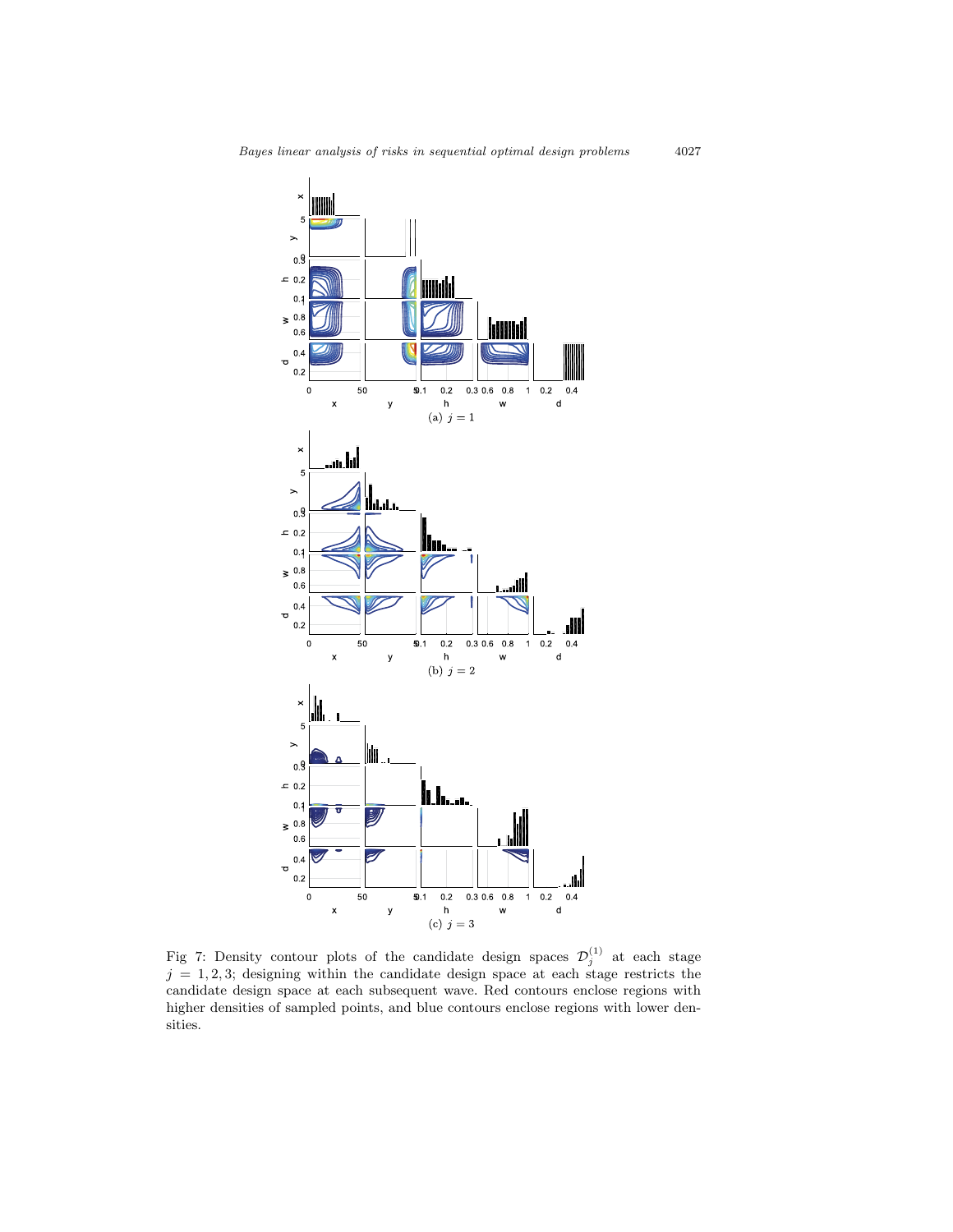(a) $j = 1$

(b) $j = 2$

(c) $j = 3$

Fig 7: Density contour plots of the candidate design spaces $\mathcal{D}_j^{(1)}$ at each stage $j = 1, 2, 3$; designing within the candidate design space at each stage restricts the candidate design space at each subsequent wave. Red contours enclose regions with higher densities of sampled points, and blue contours enclose regions with lower densities.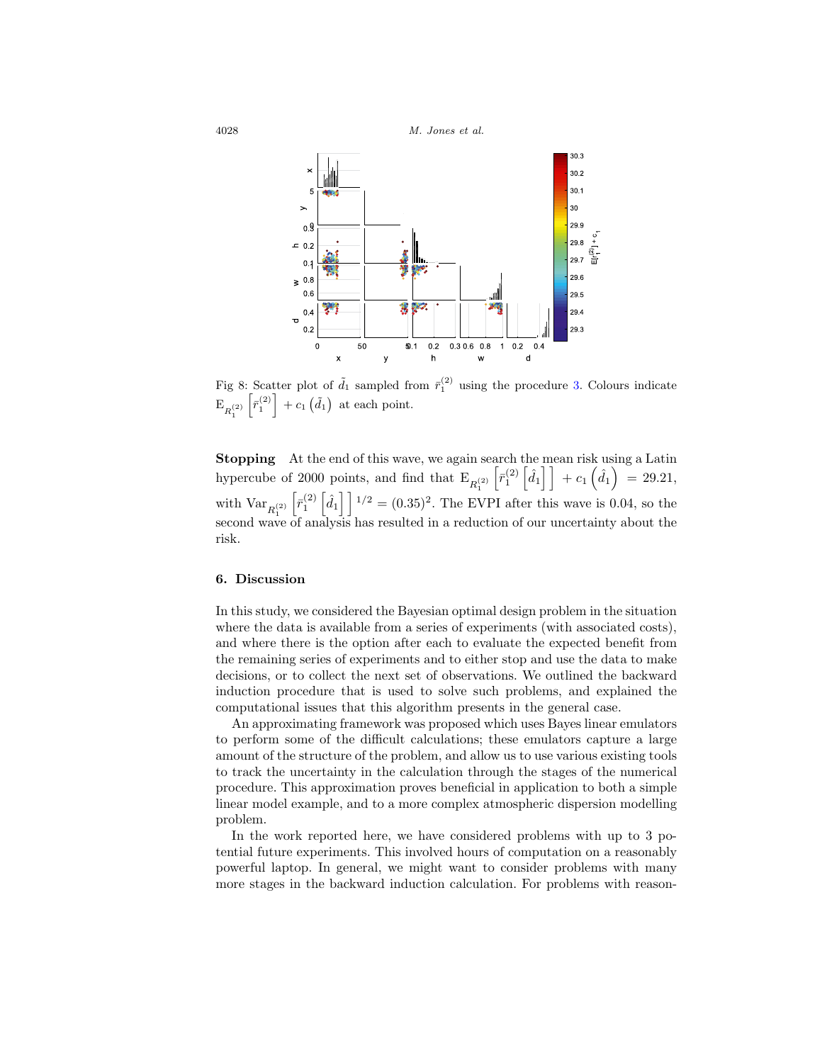Fig 8: Scatter plot of $\tilde{d}_1$ sampled from $\bar{r}_1^{(2)}$ using the procedure 3. Colours indicate $\mathrm{E}_{R_1^{(2)}}\left[\bar{r}_1^{(2)}\right] + c_1\left(\tilde{d}_1\right)$ at each point.

**Stopping** At the end of this wave, we again search the mean risk using a Latin hypercube of 2000 points, and find that $\mathrm{E}_{R_1^{(2)}}\left[\bar{r}_1^{(2)}\left[\hat{d}_1\right]\right] + c_1\left(\hat{d}_1\right) = 29.21$, with $\mathrm{Var}_{R_1^{(2)}}\left[\bar{r}_1^{(2)}\left[\hat{d}_1\right]\right]^{1/2} = (0.35)^2$. The EVPI after this wave is 0.04, so the second wave of analysis has resulted in a reduction of our uncertainty about the risk.

## 6. Discussion

In this study, we considered the Bayesian optimal design problem in the situation where the data is available from a series of experiments (with associated costs), and where there is the option after each to evaluate the expected benefit from the remaining series of experiments and to either stop and use the data to make decisions, or to collect the next set of observations. We outlined the backward induction procedure that is used to solve such problems, and explained the computational issues that this algorithm presents in the general case.

An approximating framework was proposed which uses Bayes linear emulators to perform some of the difficult calculations; these emulators capture a large amount of the structure of the problem, and allow us to use various existing tools to track the uncertainty in the calculation through the stages of the numerical procedure. This approximation proves beneficial in application to both a simple linear model example, and to a more complex atmospheric dispersion modelling problem.

In the work reported here, we have considered problems with up to 3 potential future experiments. This involved hours of computation on a reasonably powerful laptop. In general, we might want to consider problems with many more stages in the backward induction calculation. For problems with reason-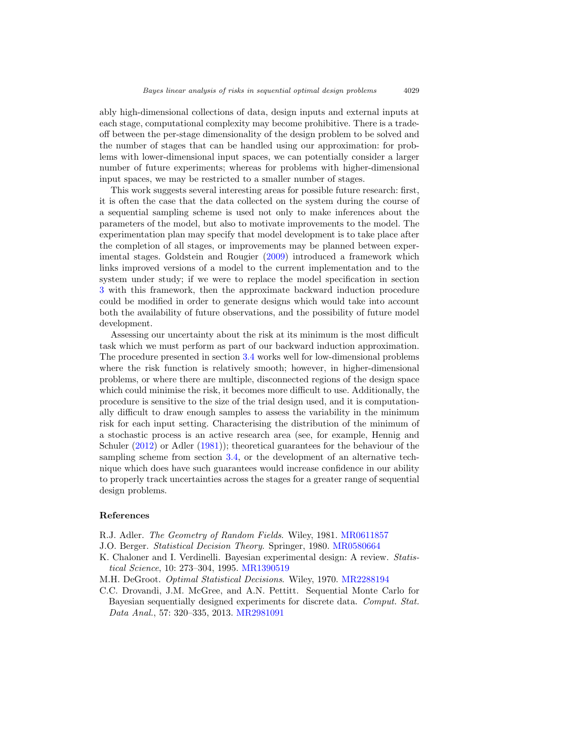ably high-dimensional collections of data, design inputs and external inputs at each stage, computational complexity may become prohibitive. There is a trade-off between the per-stage dimensionality of the design problem to be solved and the number of stages that can be handled using our approximation: for problems with lower-dimensional input spaces, we can potentially consider a larger number of future experiments; whereas for problems with higher-dimensional input spaces, we may be restricted to a smaller number of stages.

This work suggests several interesting areas for possible future research: first, it is often the case that the data collected on the system during the course of a sequential sampling scheme is used not only to make inferences about the parameters of the model, but also to motivate improvements to the model. The experimentation plan may specify that model development is to take place after the completion of all stages, or improvements may be planned between experimental stages. Goldstein and Rougier (2009) introduced a framework which links improved versions of a model to the current implementation and to the system under study; if we were to replace the model specification in section 3 with this framework, then the approximate backward induction procedure could be modified in order to generate designs which would take into account both the availability of future observations, and the possibility of future model development.

Assessing our uncertainty about the risk at its minimum is the most difficult task which we must perform as part of our backward induction approximation. The procedure presented in section 3.4 works well for low-dimensional problems where the risk function is relatively smooth; however, in higher-dimensional problems, or where there are multiple, disconnected regions of the design space which could minimise the risk, it becomes more difficult to use. Additionally, the procedure is sensitive to the size of the trial design used, and it is computationally difficult to draw enough samples to assess the variability in the minimum risk for each input setting. Characterising the distribution of the minimum of a stochastic process is an active research area (see, for example, Hennig and Schuler (2012) or Adler (1981)); theoretical guarantees for the behaviour of the sampling scheme from section 3.4, or the development of an alternative technique which does have such guarantees would increase confidence in our ability to properly track uncertainties across the stages for a greater range of sequential design problems.

## References

R.J. Adler. *The Geometry of Random Fields*. Wiley, 1981. MR0611857

J.O. Berger. *Statistical Decision Theory*. Springer, 1980. MR0580664

K. Chaloner and I. Verdinelli. Bayesian experimental design: A review. *Statistical Science*, 10: 273–304, 1995. MR1390519

M.H. DeGroot. *Optimal Statistical Decisions*. Wiley, 1970. MR2288194

C.C. Drovandi, J.M. McGree, and A.N. Pettitt. Sequential Monte Carlo for Bayesian sequentially designed experiments for discrete data. *Comput. Stat. Data Anal.*, 57: 320–335, 2013. MR2981091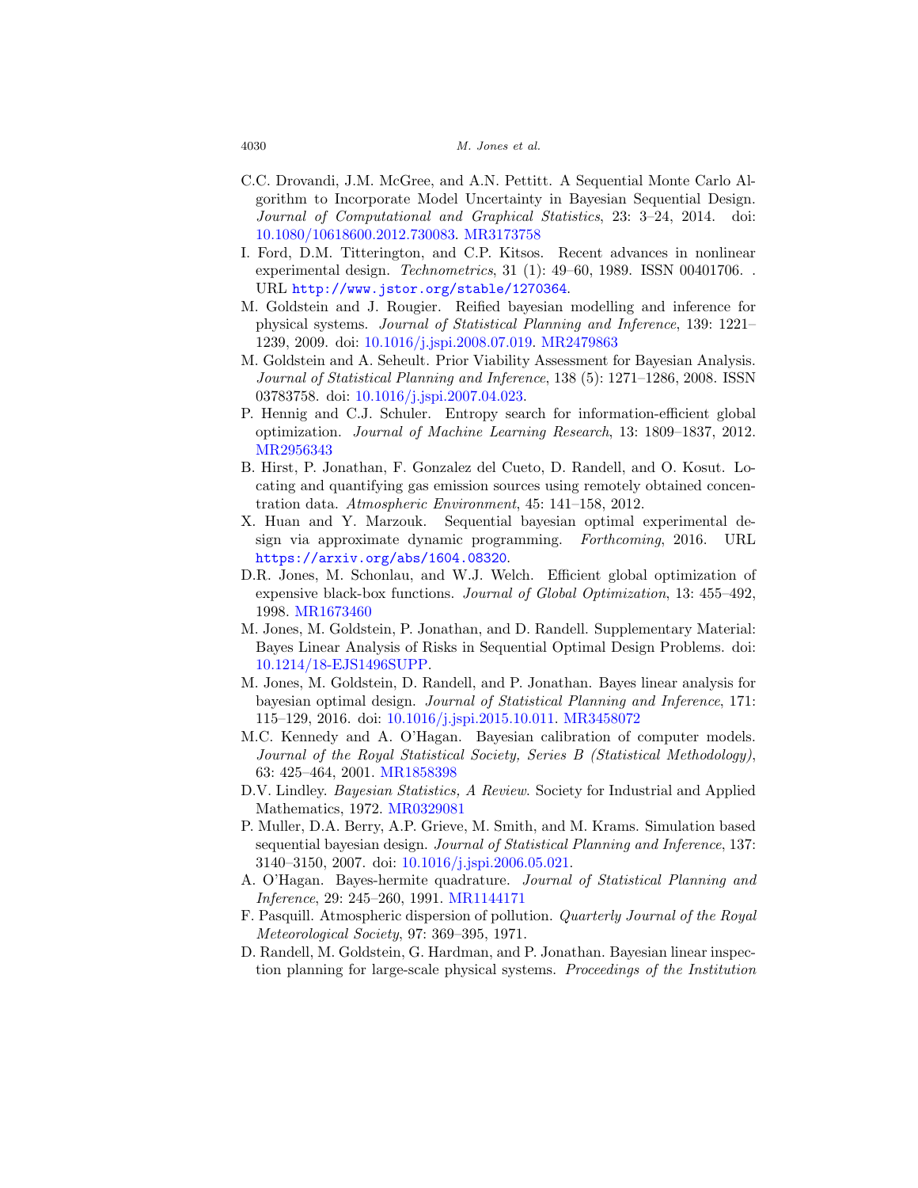C.C. Drovandi, J.M. McGree, and A.N. Pettitt. A Sequential Monte Carlo Algorithm to Incorporate Model Uncertainty in Bayesian Sequential Design. *Journal of Computational and Graphical Statistics*, 23: 3–24, 2014. doi: 10.1080/10618600.2012.730083. MR3173758

I. Ford, D.M. Titterington, and C.P. Kitsos. Recent advances in nonlinear experimental design. *Technometrics*, 31 (1): 49–60, 1989. ISSN 00401706. . URL `http://www.jstor.org/stable/1270364`.

M. Goldstein and J. Rougier. Reified bayesian modelling and inference for physical systems. *Journal of Statistical Planning and Inference*, 139: 1221–1239, 2009. doi: 10.1016/j.jspi.2008.07.019. MR2479863

M. Goldstein and A. Seheult. Prior Viability Assessment for Bayesian Analysis. *Journal of Statistical Planning and Inference*, 138 (5): 1271–1286, 2008. ISSN 03783758. doi: 10.1016/j.jspi.2007.04.023.

P. Hennig and C.J. Schuler. Entropy search for information-efficient global optimization. *Journal of Machine Learning Research*, 13: 1809–1837, 2012. MR2956343

B. Hirst, P. Jonathan, F. Gonzalez del Cueto, D. Randell, and O. Kosut. Locating and quantifying gas emission sources using remotely obtained concentration data. *Atmospheric Environment*, 45: 141–158, 2012.

X. Huan and Y. Marzouk. Sequential bayesian optimal experimental design via approximate dynamic programming. *Forthcoming*, 2016. URL `https://arxiv.org/abs/1604.08320`.

D.R. Jones, M. Schonlau, and W.J. Welch. Efficient global optimization of expensive black-box functions. *Journal of Global Optimization*, 13: 455–492, 1998. MR1673460

M. Jones, M. Goldstein, P. Jonathan, and D. Randell. Supplementary Material: Bayes Linear Analysis of Risks in Sequential Optimal Design Problems. doi: 10.1214/18-EJS1496SUPP.

M. Jones, M. Goldstein, D. Randell, and P. Jonathan. Bayes linear analysis for bayesian optimal design. *Journal of Statistical Planning and Inference*, 171: 115–129, 2016. doi: 10.1016/j.jspi.2015.10.011. MR3458072

M.C. Kennedy and A. O'Hagan. Bayesian calibration of computer models. *Journal of the Royal Statistical Society, Series B (Statistical Methodology)*, 63: 425–464, 2001. MR1858398

D.V. Lindley. *Bayesian Statistics, A Review*. Society for Industrial and Applied Mathematics, 1972. MR0329081

P. Muller, D.A. Berry, A.P. Grieve, M. Smith, and M. Krams. Simulation based sequential bayesian design. *Journal of Statistical Planning and Inference*, 137: 3140–3150, 2007. doi: 10.1016/j.jspi.2006.05.021.

A. O'Hagan. Bayes-hermite quadrature. *Journal of Statistical Planning and Inference*, 29: 245–260, 1991. MR1144171

F. Pasquill. Atmospheric dispersion of pollution. *Quarterly Journal of the Royal Meteorological Society*, 97: 369–395, 1971.

D. Randell, M. Goldstein, G. Hardman, and P. Jonathan. Bayesian linear inspection planning for large-scale physical systems. *Proceedings of the Institution*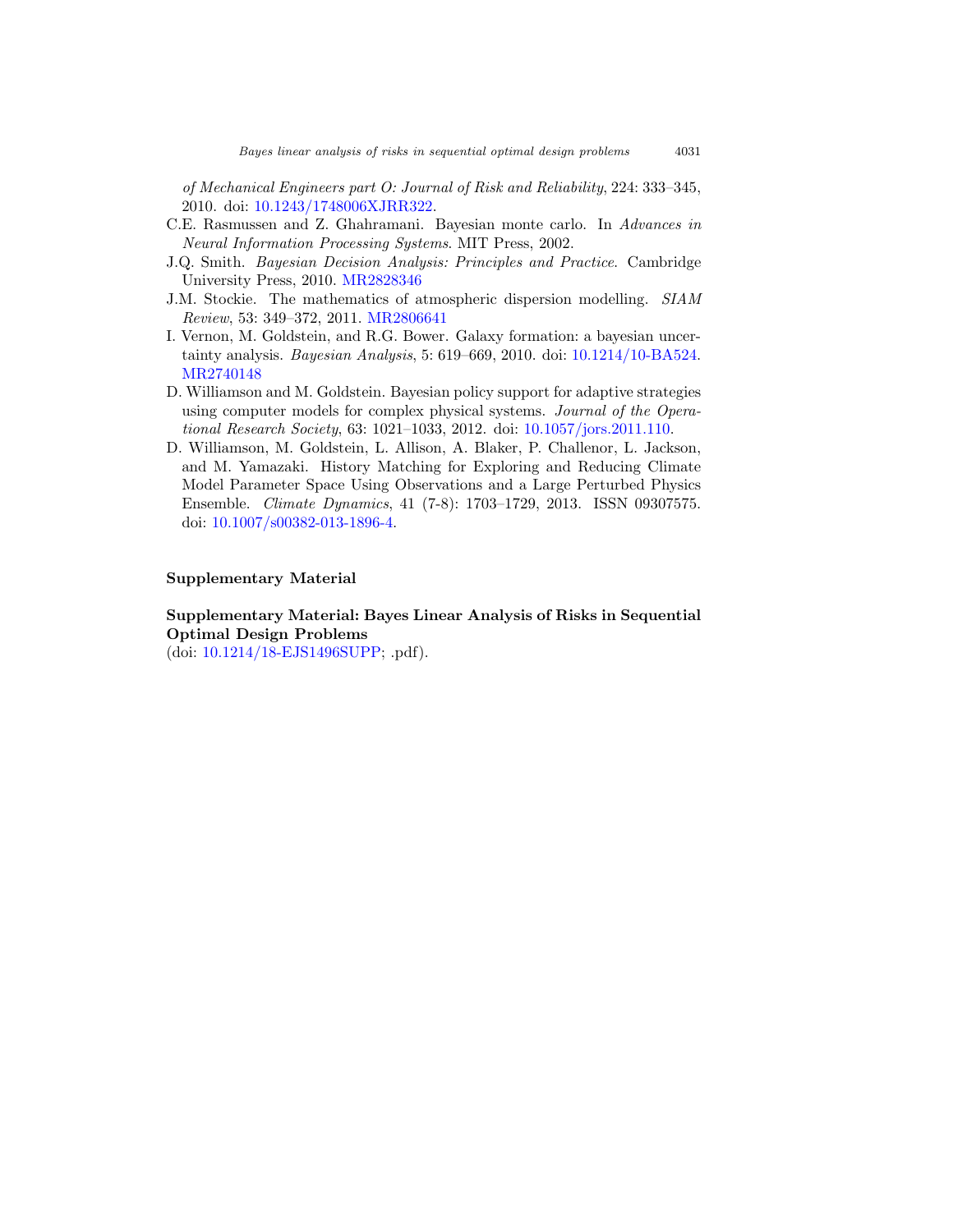of Mechanical Engineers part O: Journal of Risk and Reliability*, 224: 333–345, 2010. doi: 10.1243/1748006XJRR322.

C.E. Rasmussen and Z. Ghahramani. Bayesian monte carlo. In *Advances in Neural Information Processing Systems*. MIT Press, 2002.

J.Q. Smith. *Bayesian Decision Analysis: Principles and Practice*. Cambridge University Press, 2010. MR2828346

J.M. Stockie. The mathematics of atmospheric dispersion modelling. *SIAM Review*, 53: 349–372, 2011. MR2806641

I. Vernon, M. Goldstein, and R.G. Bower. Galaxy formation: a bayesian uncertainty analysis. *Bayesian Analysis*, 5: 619–669, 2010. doi: 10.1214/10-BA524. MR2740148

D. Williamson and M. Goldstein. Bayesian policy support for adaptive strategies using computer models for complex physical systems. *Journal of the Operational Research Society*, 63: 1021–1033, 2012. doi: 10.1057/jors.2011.110.

D. Williamson, M. Goldstein, L. Allison, A. Blaker, P. Challenor, L. Jackson, and M. Yamazaki. History Matching for Exploring and Reducing Climate Model Parameter Space Using Observations and a Large Perturbed Physics Ensemble. *Climate Dynamics*, 41 (7-8): 1703–1729, 2013. ISSN 09307575. doi: 10.1007/s00382-013-1896-4.

## Supplementary Material

**Supplementary Material: Bayes Linear Analysis of Risks in Sequential Optimal Design Problems**
(doi: 10.1214/18-EJS1496SUPP; .pdf).